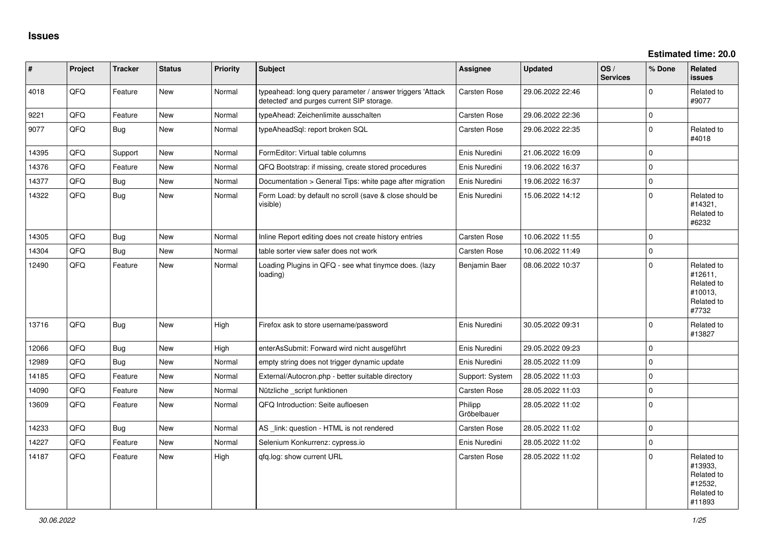# Issues

**Estimated time: 20.0**

| # | Project | Tracker | Status | Priority | Subject | Assignee | Updated | OS / Services | % Done | Related issues |
|---|---|---|---|---|---|---|---|---|---|---|
| 4018 | QFQ | Feature | New | Normal | typeahead: long query parameter / answer triggers 'Attack detected' and purges current SIP storage. | Carsten Rose | 29.06.2022 22:46 | | 0 | Related to #9077 |
| 9221 | QFQ | Feature | New | Normal | typeAhead: Zeichenlimite ausschalten | Carsten Rose | 29.06.2022 22:36 | | 0 | |
| 9077 | QFQ | Bug | New | Normal | typeAheadSql: report broken SQL | Carsten Rose | 29.06.2022 22:35 | | 0 | Related to #4018 |
| 14395 | QFQ | Support | New | Normal | FormEditor: Virtual table columns | Enis Nuredini | 21.06.2022 16:09 | | 0 | |
| 14376 | QFQ | Feature | New | Normal | QFQ Bootstrap: if missing, create stored procedures | Enis Nuredini | 19.06.2022 16:37 | | 0 | |
| 14377 | QFQ | Bug | New | Normal | Documentation > General Tips: white page after migration | Enis Nuredini | 19.06.2022 16:37 | | 0 | |
| 14322 | QFQ | Bug | New | Normal | Form Load: by default no scroll (save & close should be visible) | Enis Nuredini | 15.06.2022 14:12 | | 0 | Related to #14321, Related to #6232 |
| 14305 | QFQ | Bug | New | Normal | Inline Report editing does not create history entries | Carsten Rose | 10.06.2022 11:55 | | 0 | |
| 14304 | QFQ | Bug | New | Normal | table sorter view safer does not work | Carsten Rose | 10.06.2022 11:49 | | 0 | |
| 12490 | QFQ | Feature | New | Normal | Loading Plugins in QFQ - see what tinymce does. (lazy loading) | Benjamin Baer | 08.06.2022 10:37 | | 0 | Related to #12611, Related to #10013, Related to #7732 |
| 13716 | QFQ | Bug | New | High | Firefox ask to store username/password | Enis Nuredini | 30.05.2022 09:31 | | 0 | Related to #13827 |
| 12066 | QFQ | Bug | New | High | enterAsSubmit: Forward wird nicht ausgeführt | Enis Nuredini | 29.05.2022 09:23 | | 0 | |
| 12989 | QFQ | Bug | New | Normal | empty string does not trigger dynamic update | Enis Nuredini | 28.05.2022 11:09 | | 0 | |
| 14185 | QFQ | Feature | New | Normal | External/Autocron.php - better suitable directory | Support: System | 28.05.2022 11:03 | | 0 | |
| 14090 | QFQ | Feature | New | Normal | Nützliche _script funktionen | Carsten Rose | 28.05.2022 11:03 | | 0 | |
| 13609 | QFQ | Feature | New | Normal | QFQ Introduction: Seite aufloesen | Philipp Gröbelbauer | 28.05.2022 11:02 | | 0 | |
| 14233 | QFQ | Bug | New | Normal | AS _link: question - HTML is not rendered | Carsten Rose | 28.05.2022 11:02 | | 0 | |
| 14227 | QFQ | Feature | New | Normal | Selenium Konkurrenz: cypress.io | Enis Nuredini | 28.05.2022 11:02 | | 0 | |
| 14187 | QFQ | Feature | New | High | qfq.log: show current URL | Carsten Rose | 28.05.2022 11:02 | | 0 | Related to #13933, Related to #12532, Related to #11893 |

*30.06.2022*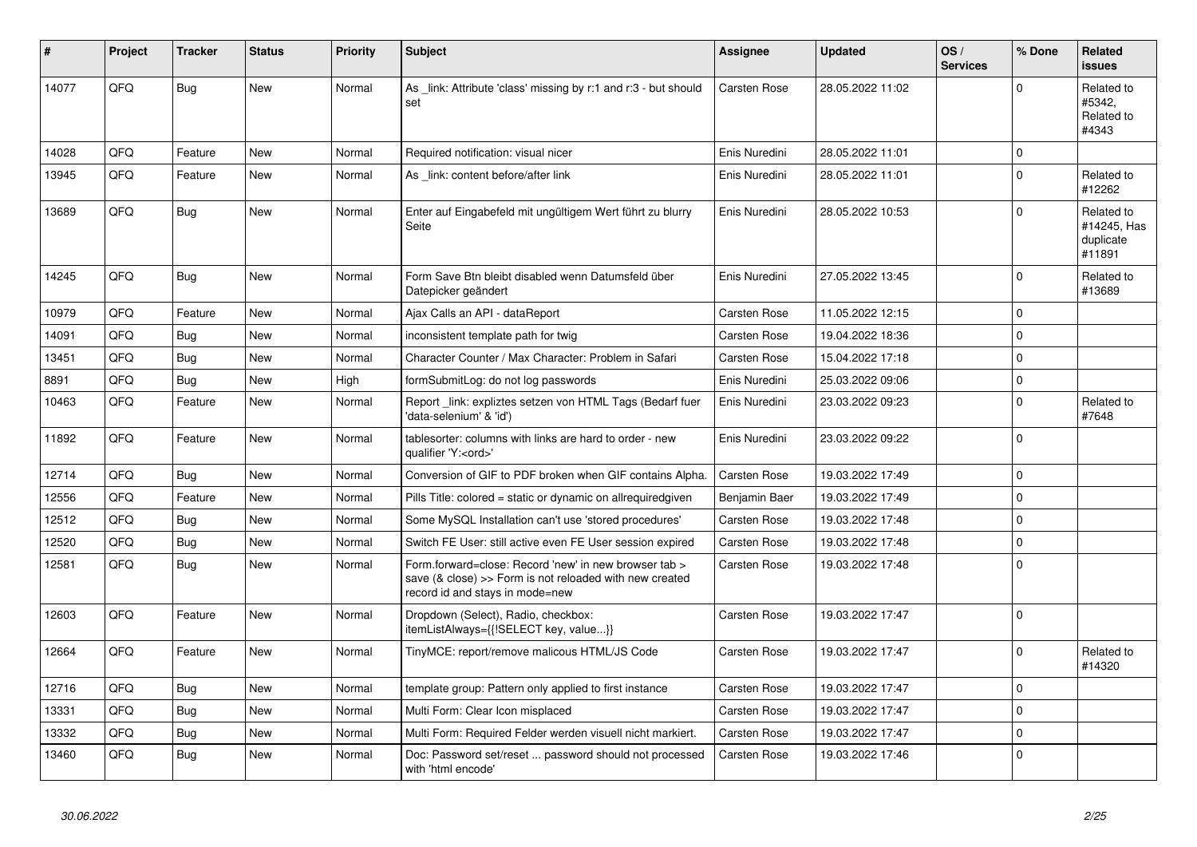| # | Project | Tracker | Status | Priority | Subject | Assignee | Updated | OS / Services | % Done | Related issues |
|---|---|---|---|---|---|---|---|---|---|---|
| 14077 | QFQ | Bug | New | Normal | As _link: Attribute 'class' missing by r:1 and r:3 - but should set | Carsten Rose | 28.05.2022 11:02 | | 0 | Related to #5342, Related to #4343 |
| 14028 | QFQ | Feature | New | Normal | Required notification: visual nicer | Enis Nuredini | 28.05.2022 11:01 | | 0 | |
| 13945 | QFQ | Feature | New | Normal | As _link: content before/after link | Enis Nuredini | 28.05.2022 11:01 | | 0 | Related to #12262 |
| 13689 | QFQ | Bug | New | Normal | Enter auf Eingabefeld mit ungültigem Wert führt zu blurry Seite | Enis Nuredini | 28.05.2022 10:53 | | 0 | Related to #14245, Has duplicate #11891 |
| 14245 | QFQ | Bug | New | Normal | Form Save Btn bleibt disabled wenn Datumsfeld über Datepicker geändert | Enis Nuredini | 27.05.2022 13:45 | | 0 | Related to #13689 |
| 10979 | QFQ | Feature | New | Normal | Ajax Calls an API - dataReport | Carsten Rose | 11.05.2022 12:15 | | 0 | |
| 14091 | QFQ | Bug | New | Normal | inconsistent template path for twig | Carsten Rose | 19.04.2022 18:36 | | 0 | |
| 13451 | QFQ | Bug | New | Normal | Character Counter / Max Character: Problem in Safari | Carsten Rose | 15.04.2022 17:18 | | 0 | |
| 8891 | QFQ | Bug | New | High | formSubmitLog: do not log passwords | Enis Nuredini | 25.03.2022 09:06 | | 0 | |
| 10463 | QFQ | Feature | New | Normal | Report _link: expliztes setzen von HTML Tags (Bedarf fuer 'data-selenium' & 'id') | Enis Nuredini | 23.03.2022 09:23 | | 0 | Related to #7648 |
| 11892 | QFQ | Feature | New | Normal | tablesorter: columns with links are hard to order - new qualifier 'Y:<ord>' | Enis Nuredini | 23.03.2022 09:22 | | 0 | |
| 12714 | QFQ | Bug | New | Normal | Conversion of GIF to PDF broken when GIF contains Alpha. | Carsten Rose | 19.03.2022 17:49 | | 0 | |
| 12556 | QFQ | Feature | New | Normal | Pills Title: colored = static or dynamic on allrequiredgiven | Benjamin Baer | 19.03.2022 17:49 | | 0 | |
| 12512 | QFQ | Bug | New | Normal | Some MySQL Installation can't use 'stored procedures' | Carsten Rose | 19.03.2022 17:48 | | 0 | |
| 12520 | QFQ | Bug | New | Normal | Switch FE User: still active even FE User session expired | Carsten Rose | 19.03.2022 17:48 | | 0 | |
| 12581 | QFQ | Bug | New | Normal | Form.forward=close: Record 'new' in new browser tab > save (& close) >> Form is not reloaded with new created record id and stays in mode=new | Carsten Rose | 19.03.2022 17:48 | | 0 | |
| 12603 | QFQ | Feature | New | Normal | Dropdown (Select), Radio, checkbox: itemListAlways={{!SELECT key, value...}} | Carsten Rose | 19.03.2022 17:47 | | 0 | |
| 12664 | QFQ | Feature | New | Normal | TinyMCE: report/remove malicous HTML/JS Code | Carsten Rose | 19.03.2022 17:47 | | 0 | Related to #14320 |
| 12716 | QFQ | Bug | New | Normal | template group: Pattern only applied to first instance | Carsten Rose | 19.03.2022 17:47 | | 0 | |
| 13331 | QFQ | Bug | New | Normal | Multi Form: Clear Icon misplaced | Carsten Rose | 19.03.2022 17:47 | | 0 | |
| 13332 | QFQ | Bug | New | Normal | Multi Form: Required Felder werden visuell nicht markiert. | Carsten Rose | 19.03.2022 17:47 | | 0 | |
| 13460 | QFQ | Bug | New | Normal | Doc: Password set/reset ... password should not processed with 'html encode' | Carsten Rose | 19.03.2022 17:46 | | 0 | |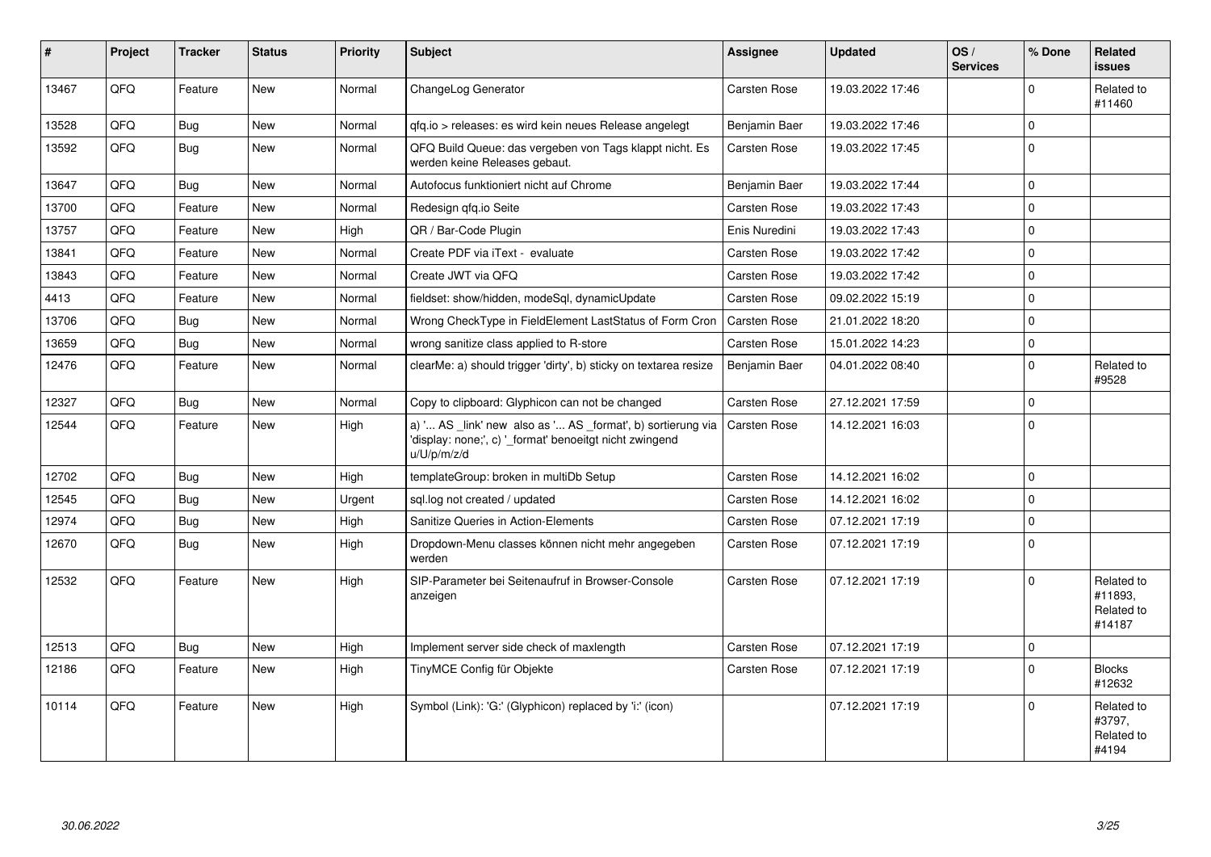| # | Project | Tracker | Status | Priority | Subject | Assignee | Updated | OS / Services | % Done | Related issues |
|---|---|---|---|---|---|---|---|---|---|---|
| 13467 | QFQ | Feature | New | Normal | ChangeLog Generator | Carsten Rose | 19.03.2022 17:46 | | 0 | Related to #11460 |
| 13528 | QFQ | Bug | New | Normal | qfq.io > releases: es wird kein neues Release angelegt | Benjamin Baer | 19.03.2022 17:46 | | 0 | |
| 13592 | QFQ | Bug | New | Normal | QFQ Build Queue: das vergeben von Tags klappt nicht. Es werden keine Releases gebaut. | Carsten Rose | 19.03.2022 17:45 | | 0 | |
| 13647 | QFQ | Bug | New | Normal | Autofocus funktioniert nicht auf Chrome | Benjamin Baer | 19.03.2022 17:44 | | 0 | |
| 13700 | QFQ | Feature | New | Normal | Redesign qfq.io Seite | Carsten Rose | 19.03.2022 17:43 | | 0 | |
| 13757 | QFQ | Feature | New | High | QR / Bar-Code Plugin | Enis Nuredini | 19.03.2022 17:43 | | 0 | |
| 13841 | QFQ | Feature | New | Normal | Create PDF via iText - evaluate | Carsten Rose | 19.03.2022 17:42 | | 0 | |
| 13843 | QFQ | Feature | New | Normal | Create JWT via QFQ | Carsten Rose | 19.03.2022 17:42 | | 0 | |
| 4413 | QFQ | Feature | New | Normal | fieldset: show/hidden, modeSql, dynamicUpdate | Carsten Rose | 09.02.2022 15:19 | | 0 | |
| 13706 | QFQ | Bug | New | Normal | Wrong CheckType in FieldElement LastStatus of Form Cron | Carsten Rose | 21.01.2022 18:20 | | 0 | |
| 13659 | QFQ | Bug | New | Normal | wrong sanitize class applied to R-store | Carsten Rose | 15.01.2022 14:23 | | 0 | |
| 12476 | QFQ | Feature | New | Normal | clearMe: a) should trigger 'dirty', b) sticky on textarea resize | Benjamin Baer | 04.01.2022 08:40 | | 0 | Related to #9528 |
| 12327 | QFQ | Bug | New | Normal | Copy to clipboard: Glyphicon can not be changed | Carsten Rose | 27.12.2021 17:59 | | 0 | |
| 12544 | QFQ | Feature | New | High | a) '... AS _link' new also as '... AS _format', b) sortierung via 'display: none;', c) '_format' benoeitgt nicht zwingend u/U/p/m/z/d | Carsten Rose | 14.12.2021 16:03 | | 0 | |
| 12702 | QFQ | Bug | New | High | templateGroup: broken in multiDb Setup | Carsten Rose | 14.12.2021 16:02 | | 0 | |
| 12545 | QFQ | Bug | New | Urgent | sql.log not created / updated | Carsten Rose | 14.12.2021 16:02 | | 0 | |
| 12974 | QFQ | Bug | New | High | Sanitize Queries in Action-Elements | Carsten Rose | 07.12.2021 17:19 | | 0 | |
| 12670 | QFQ | Bug | New | High | Dropdown-Menu classes können nicht mehr angegeben werden | Carsten Rose | 07.12.2021 17:19 | | 0 | |
| 12532 | QFQ | Feature | New | High | SIP-Parameter bei Seitenaufruf in Browser-Console anzeigen | Carsten Rose | 07.12.2021 17:19 | | 0 | Related to #11893, Related to #14187 |
| 12513 | QFQ | Bug | New | High | Implement server side check of maxlength | Carsten Rose | 07.12.2021 17:19 | | 0 | |
| 12186 | QFQ | Feature | New | High | TinyMCE Config für Objekte | Carsten Rose | 07.12.2021 17:19 | | 0 | Blocks #12632 |
| 10114 | QFQ | Feature | New | High | Symbol (Link): 'G:' (Glyphicon) replaced by 'i:' (icon) | | 07.12.2021 17:19 | | 0 | Related to #3797, Related to #4194 |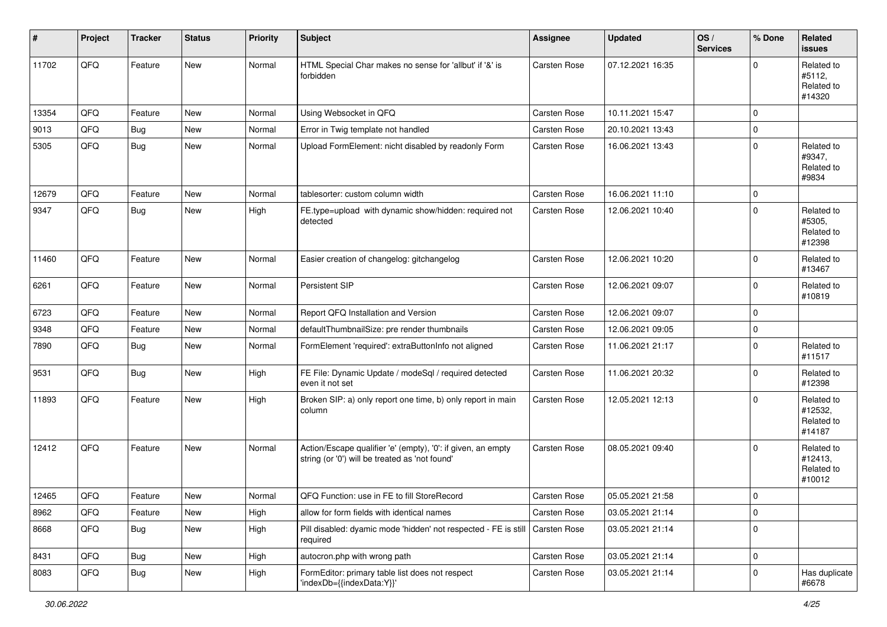| # | Project | Tracker | Status | Priority | Subject | Assignee | Updated | OS / Services | % Done | Related issues |
|---|---|---|---|---|---|---|---|---|---|---|
| 11702 | QFQ | Feature | New | Normal | HTML Special Char makes no sense for 'allbut' if '&' is forbidden | Carsten Rose | 07.12.2021 16:35 | | 0 | Related to #5112, Related to #14320 |
| 13354 | QFQ | Feature | New | Normal | Using Websocket in QFQ | Carsten Rose | 10.11.2021 15:47 | | 0 | |
| 9013 | QFQ | Bug | New | Normal | Error in Twig template not handled | Carsten Rose | 20.10.2021 13:43 | | 0 | |
| 5305 | QFQ | Bug | New | Normal | Upload FormElement: nicht disabled by readonly Form | Carsten Rose | 16.06.2021 13:43 | | 0 | Related to #9347, Related to #9834 |
| 12679 | QFQ | Feature | New | Normal | tablesorter: custom column width | Carsten Rose | 16.06.2021 11:10 | | 0 | |
| 9347 | QFQ | Bug | New | High | FE.type=upload with dynamic show/hidden: required not detected | Carsten Rose | 12.06.2021 10:40 | | 0 | Related to #5305, Related to #12398 |
| 11460 | QFQ | Feature | New | Normal | Easier creation of changelog: gitchangelog | Carsten Rose | 12.06.2021 10:20 | | 0 | Related to #13467 |
| 6261 | QFQ | Feature | New | Normal | Persistent SIP | Carsten Rose | 12.06.2021 09:07 | | 0 | Related to #10819 |
| 6723 | QFQ | Feature | New | Normal | Report QFQ Installation and Version | Carsten Rose | 12.06.2021 09:07 | | 0 | |
| 9348 | QFQ | Feature | New | Normal | defaultThumbnailSize: pre render thumbnails | Carsten Rose | 12.06.2021 09:05 | | 0 | |
| 7890 | QFQ | Bug | New | Normal | FormElement 'required': extraButtonInfo not aligned | Carsten Rose | 11.06.2021 21:17 | | 0 | Related to #11517 |
| 9531 | QFQ | Bug | New | High | FE File: Dynamic Update / modeSql / required detected even it not set | Carsten Rose | 11.06.2021 20:32 | | 0 | Related to #12398 |
| 11893 | QFQ | Feature | New | High | Broken SIP: a) only report one time, b) only report in main column | Carsten Rose | 12.05.2021 12:13 | | 0 | Related to #12532, Related to #14187 |
| 12412 | QFQ | Feature | New | Normal | Action/Escape qualifier 'e' (empty), '0': if given, an empty string (or '0') will be treated as 'not found' | Carsten Rose | 08.05.2021 09:40 | | 0 | Related to #12413, Related to #10012 |
| 12465 | QFQ | Feature | New | Normal | QFQ Function: use in FE to fill StoreRecord | Carsten Rose | 05.05.2021 21:58 | | 0 | |
| 8962 | QFQ | Feature | New | High | allow for form fields with identical names | Carsten Rose | 03.05.2021 21:14 | | 0 | |
| 8668 | QFQ | Bug | New | High | Pill disabled: dyamic mode 'hidden' not respected - FE is still required | Carsten Rose | 03.05.2021 21:14 | | 0 | |
| 8431 | QFQ | Bug | New | High | autocron.php with wrong path | Carsten Rose | 03.05.2021 21:14 | | 0 | |
| 8083 | QFQ | Bug | New | High | FormEditor: primary table list does not respect 'indexDb={{indexData:Y}}' | Carsten Rose | 03.05.2021 21:14 | | 0 | Has duplicate #6678 |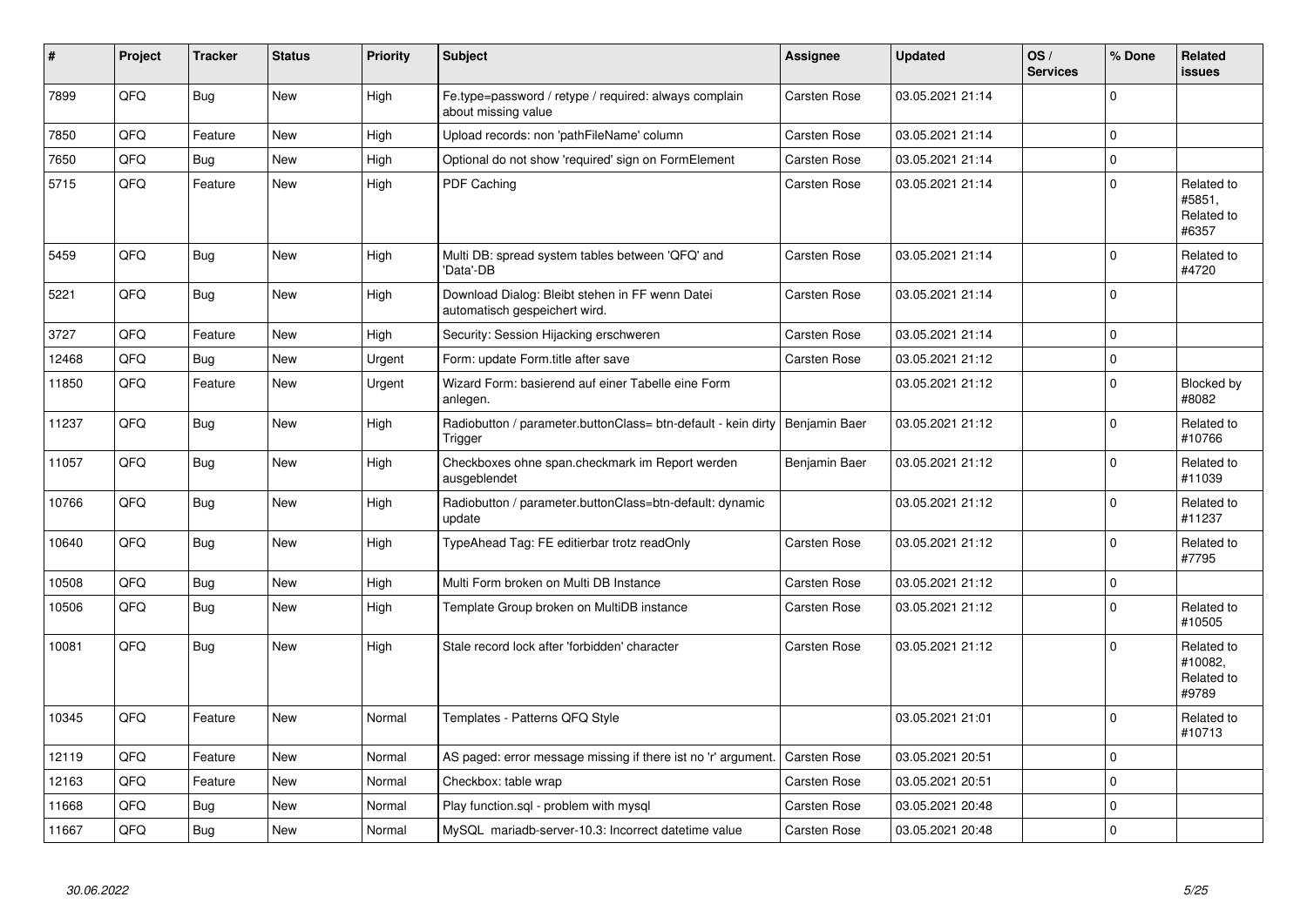| # | Project | Tracker | Status | Priority | Subject | Assignee | Updated | OS / Services | % Done | Related issues |
|---|---|---|---|---|---|---|---|---|---|---|
| 7899 | QFQ | Bug | New | High | Fe.type=password / retype / required: always complain about missing value | Carsten Rose | 03.05.2021 21:14 | | 0 | |
| 7850 | QFQ | Feature | New | High | Upload records: non 'pathFileName' column | Carsten Rose | 03.05.2021 21:14 | | 0 | |
| 7650 | QFQ | Bug | New | High | Optional do not show 'required' sign on FormElement | Carsten Rose | 03.05.2021 21:14 | | 0 | |
| 5715 | QFQ | Feature | New | High | PDF Caching | Carsten Rose | 03.05.2021 21:14 | | 0 | Related to #5851, Related to #6357 |
| 5459 | QFQ | Bug | New | High | Multi DB: spread system tables between 'QFQ' and 'Data'-DB | Carsten Rose | 03.05.2021 21:14 | | 0 | Related to #4720 |
| 5221 | QFQ | Bug | New | High | Download Dialog: Bleibt stehen in FF wenn Datei automatisch gespeichert wird. | Carsten Rose | 03.05.2021 21:14 | | 0 | |
| 3727 | QFQ | Feature | New | High | Security: Session Hijacking erschweren | Carsten Rose | 03.05.2021 21:14 | | 0 | |
| 12468 | QFQ | Bug | New | Urgent | Form: update Form.title after save | Carsten Rose | 03.05.2021 21:12 | | 0 | |
| 11850 | QFQ | Feature | New | Urgent | Wizard Form: basierend auf einer Tabelle eine Form anlegen. | | 03.05.2021 21:12 | | 0 | Blocked by #8082 |
| 11237 | QFQ | Bug | New | High | Radiobutton / parameter.buttonClass= btn-default - kein dirty Trigger | Benjamin Baer | 03.05.2021 21:12 | | 0 | Related to #10766 |
| 11057 | QFQ | Bug | New | High | Checkboxes ohne span.checkmark im Report werden ausgeblendet | Benjamin Baer | 03.05.2021 21:12 | | 0 | Related to #11039 |
| 10766 | QFQ | Bug | New | High | Radiobutton / parameter.buttonClass=btn-default: dynamic update | | 03.05.2021 21:12 | | 0 | Related to #11237 |
| 10640 | QFQ | Bug | New | High | TypeAhead Tag: FE editierbar trotz readOnly | Carsten Rose | 03.05.2021 21:12 | | 0 | Related to #7795 |
| 10508 | QFQ | Bug | New | High | Multi Form broken on Multi DB Instance | Carsten Rose | 03.05.2021 21:12 | | 0 | |
| 10506 | QFQ | Bug | New | High | Template Group broken on MultiDB instance | Carsten Rose | 03.05.2021 21:12 | | 0 | Related to #10505 |
| 10081 | QFQ | Bug | New | High | Stale record lock after 'forbidden' character | Carsten Rose | 03.05.2021 21:12 | | 0 | Related to #10082, Related to #9789 |
| 10345 | QFQ | Feature | New | Normal | Templates - Patterns QFQ Style | | 03.05.2021 21:01 | | 0 | Related to #10713 |
| 12119 | QFQ | Feature | New | Normal | AS paged: error message missing if there ist no 'r' argument. | Carsten Rose | 03.05.2021 20:51 | | 0 | |
| 12163 | QFQ | Feature | New | Normal | Checkbox: table wrap | Carsten Rose | 03.05.2021 20:51 | | 0 | |
| 11668 | QFQ | Bug | New | Normal | Play function.sql - problem with mysql | Carsten Rose | 03.05.2021 20:48 | | 0 | |
| 11667 | QFQ | Bug | New | Normal | MySQL mariadb-server-10.3: Incorrect datetime value | Carsten Rose | 03.05.2021 20:48 | | 0 | |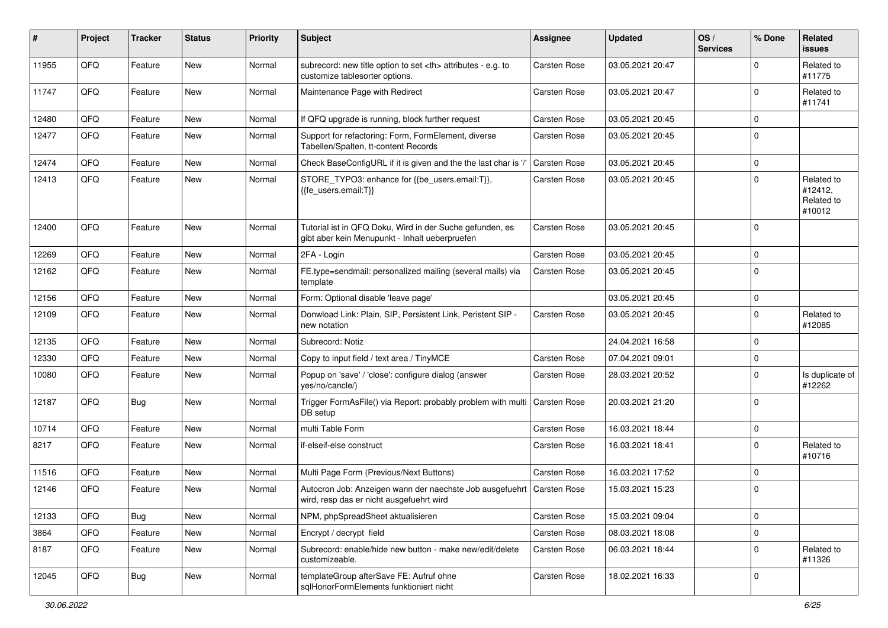| # | Project | Tracker | Status | Priority | Subject | Assignee | Updated | OS / Services | % Done | Related issues |
|---|---|---|---|---|---|---|---|---|---|---|
| 11955 | QFQ | Feature | New | Normal | subrecord: new title option to set <th> attributes - e.g. to customize tablesorter options. | Carsten Rose | 03.05.2021 20:47 | | 0 | Related to #11775 |
| 11747 | QFQ | Feature | New | Normal | Maintenance Page with Redirect | Carsten Rose | 03.05.2021 20:47 | | 0 | Related to #11741 |
| 12480 | QFQ | Feature | New | Normal | If QFQ upgrade is running, block further request | Carsten Rose | 03.05.2021 20:45 | | 0 | |
| 12477 | QFQ | Feature | New | Normal | Support for refactoring: Form, FormElement, diverse Tabellen/Spalten, tt-content Records | Carsten Rose | 03.05.2021 20:45 | | 0 | |
| 12474 | QFQ | Feature | New | Normal | Check BaseConfigURL if it is given and the the last char is '/' | Carsten Rose | 03.05.2021 20:45 | | 0 | |
| 12413 | QFQ | Feature | New | Normal | STORE_TYPO3: enhance for {{be_users.email:T}}, {{fe_users.email:T}} | Carsten Rose | 03.05.2021 20:45 | | 0 | Related to #12412, Related to #10012 |
| 12400 | QFQ | Feature | New | Normal | Tutorial ist in QFQ Doku, Wird in der Suche gefunden, es gibt aber kein Menupunkt - Inhalt ueberpruefen | Carsten Rose | 03.05.2021 20:45 | | 0 | |
| 12269 | QFQ | Feature | New | Normal | 2FA - Login | Carsten Rose | 03.05.2021 20:45 | | 0 | |
| 12162 | QFQ | Feature | New | Normal | FE.type=sendmail: personalized mailing (several mails) via template | Carsten Rose | 03.05.2021 20:45 | | 0 | |
| 12156 | QFQ | Feature | New | Normal | Form: Optional disable 'leave page' | | 03.05.2021 20:45 | | 0 | |
| 12109 | QFQ | Feature | New | Normal | Donwload Link: Plain, SIP, Persistent Link, Peristent SIP - new notation | Carsten Rose | 03.05.2021 20:45 | | 0 | Related to #12085 |
| 12135 | QFQ | Feature | New | Normal | Subrecord: Notiz | | 24.04.2021 16:58 | | 0 | |
| 12330 | QFQ | Feature | New | Normal | Copy to input field / text area / TinyMCE | Carsten Rose | 07.04.2021 09:01 | | 0 | |
| 10080 | QFQ | Feature | New | Normal | Popup on 'save' / 'close': configure dialog (answer yes/no/cancle/) | Carsten Rose | 28.03.2021 20:52 | | 0 | Is duplicate of #12262 |
| 12187 | QFQ | Bug | New | Normal | Trigger FormAsFile() via Report: probably problem with multi DB setup | Carsten Rose | 20.03.2021 21:20 | | 0 | |
| 10714 | QFQ | Feature | New | Normal | multi Table Form | Carsten Rose | 16.03.2021 18:44 | | 0 | |
| 8217 | QFQ | Feature | New | Normal | if-elseif-else construct | Carsten Rose | 16.03.2021 18:41 | | 0 | Related to #10716 |
| 11516 | QFQ | Feature | New | Normal | Multi Page Form (Previous/Next Buttons) | Carsten Rose | 16.03.2021 17:52 | | 0 | |
| 12146 | QFQ | Feature | New | Normal | Autocron Job: Anzeigen wann der naechste Job ausgefuehrt wird, resp das er nicht ausgefuehrt wird | Carsten Rose | 15.03.2021 15:23 | | 0 | |
| 12133 | QFQ | Bug | New | Normal | NPM, phpSpreadSheet aktualisieren | Carsten Rose | 15.03.2021 09:04 | | 0 | |
| 3864 | QFQ | Feature | New | Normal | Encrypt / decrypt field | Carsten Rose | 08.03.2021 18:08 | | 0 | |
| 8187 | QFQ | Feature | New | Normal | Subrecord: enable/hide new button - make new/edit/delete customizeable. | Carsten Rose | 06.03.2021 18:44 | | 0 | Related to #11326 |
| 12045 | QFQ | Bug | New | Normal | templateGroup afterSave FE: Aufruf ohne sqlHonorFormElements funktioniert nicht | Carsten Rose | 18.02.2021 16:33 | | 0 | |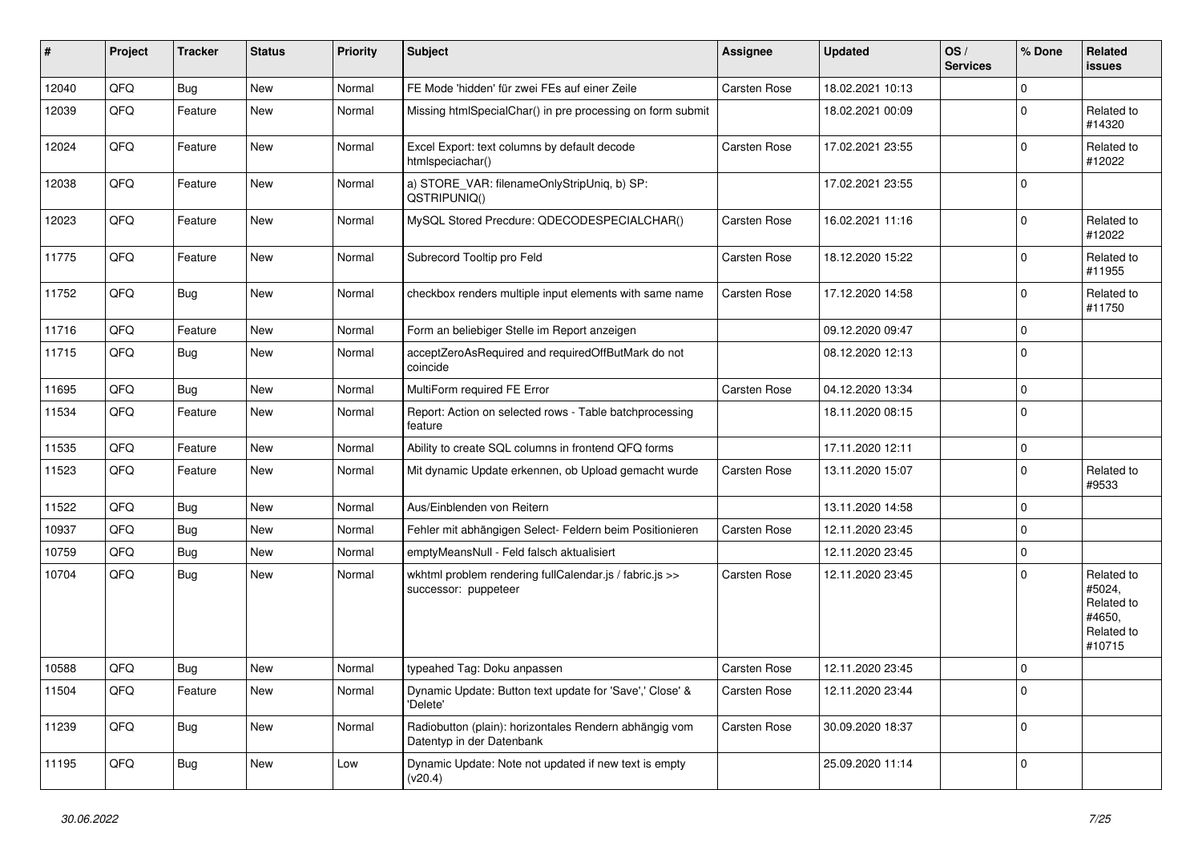| # | Project | Tracker | Status | Priority | Subject | Assignee | Updated | OS / Services | % Done | Related issues |
|---|---|---|---|---|---|---|---|---|---|---|
| 12040 | QFQ | Bug | New | Normal | FE Mode 'hidden' für zwei FEs auf einer Zeile | Carsten Rose | 18.02.2021 10:13 | | 0 | |
| 12039 | QFQ | Feature | New | Normal | Missing htmlSpecialChar() in pre processing on form submit | | 18.02.2021 00:09 | | 0 | Related to #14320 |
| 12024 | QFQ | Feature | New | Normal | Excel Export: text columns by default decode htmlspeciachar() | Carsten Rose | 17.02.2021 23:55 | | 0 | Related to #12022 |
| 12038 | QFQ | Feature | New | Normal | a) STORE_VAR: filenameOnlyStripUniq, b) SP: QSTRIPUNIQ() | | 17.02.2021 23:55 | | 0 | |
| 12023 | QFQ | Feature | New | Normal | MySQL Stored Precdure: QDECODESPECIALCHAR() | Carsten Rose | 16.02.2021 11:16 | | 0 | Related to #12022 |
| 11775 | QFQ | Feature | New | Normal | Subrecord Tooltip pro Feld | Carsten Rose | 18.12.2020 15:22 | | 0 | Related to #11955 |
| 11752 | QFQ | Bug | New | Normal | checkbox renders multiple input elements with same name | Carsten Rose | 17.12.2020 14:58 | | 0 | Related to #11750 |
| 11716 | QFQ | Feature | New | Normal | Form an beliebiger Stelle im Report anzeigen | | 09.12.2020 09:47 | | 0 | |
| 11715 | QFQ | Bug | New | Normal | acceptZeroAsRequired and requiredOffButMark do not coincide | | 08.12.2020 12:13 | | 0 | |
| 11695 | QFQ | Bug | New | Normal | MultiForm required FE Error | Carsten Rose | 04.12.2020 13:34 | | 0 | |
| 11534 | QFQ | Feature | New | Normal | Report: Action on selected rows - Table batchprocessing feature | | 18.11.2020 08:15 | | 0 | |
| 11535 | QFQ | Feature | New | Normal | Ability to create SQL columns in frontend QFQ forms | | 17.11.2020 12:11 | | 0 | |
| 11523 | QFQ | Feature | New | Normal | Mit dynamic Update erkennen, ob Upload gemacht wurde | Carsten Rose | 13.11.2020 15:07 | | 0 | Related to #9533 |
| 11522 | QFQ | Bug | New | Normal | Aus/Einblenden von Reitern | | 13.11.2020 14:58 | | 0 | |
| 10937 | QFQ | Bug | New | Normal | Fehler mit abhängigen Select- Feldern beim Positionieren | Carsten Rose | 12.11.2020 23:45 | | 0 | |
| 10759 | QFQ | Bug | New | Normal | emptyMeansNull - Feld falsch aktualisiert | | 12.11.2020 23:45 | | 0 | |
| 10704 | QFQ | Bug | New | Normal | wkhtml problem rendering fullCalendar.js / fabric.js >> successor: puppeteer | Carsten Rose | 12.11.2020 23:45 | | 0 | Related to #5024, Related to #4650, Related to #10715 |
| 10588 | QFQ | Bug | New | Normal | typeahed Tag: Doku anpassen | Carsten Rose | 12.11.2020 23:45 | | 0 | |
| 11504 | QFQ | Feature | New | Normal | Dynamic Update: Button text update for 'Save',' Close' & 'Delete' | Carsten Rose | 12.11.2020 23:44 | | 0 | |
| 11239 | QFQ | Bug | New | Normal | Radiobutton (plain): horizontales Rendern abhängig vom Datentyp in der Datenbank | Carsten Rose | 30.09.2020 18:37 | | 0 | |
| 11195 | QFQ | Bug | New | Low | Dynamic Update: Note not updated if new text is empty (v20.4) | | 25.09.2020 11:14 | | 0 | |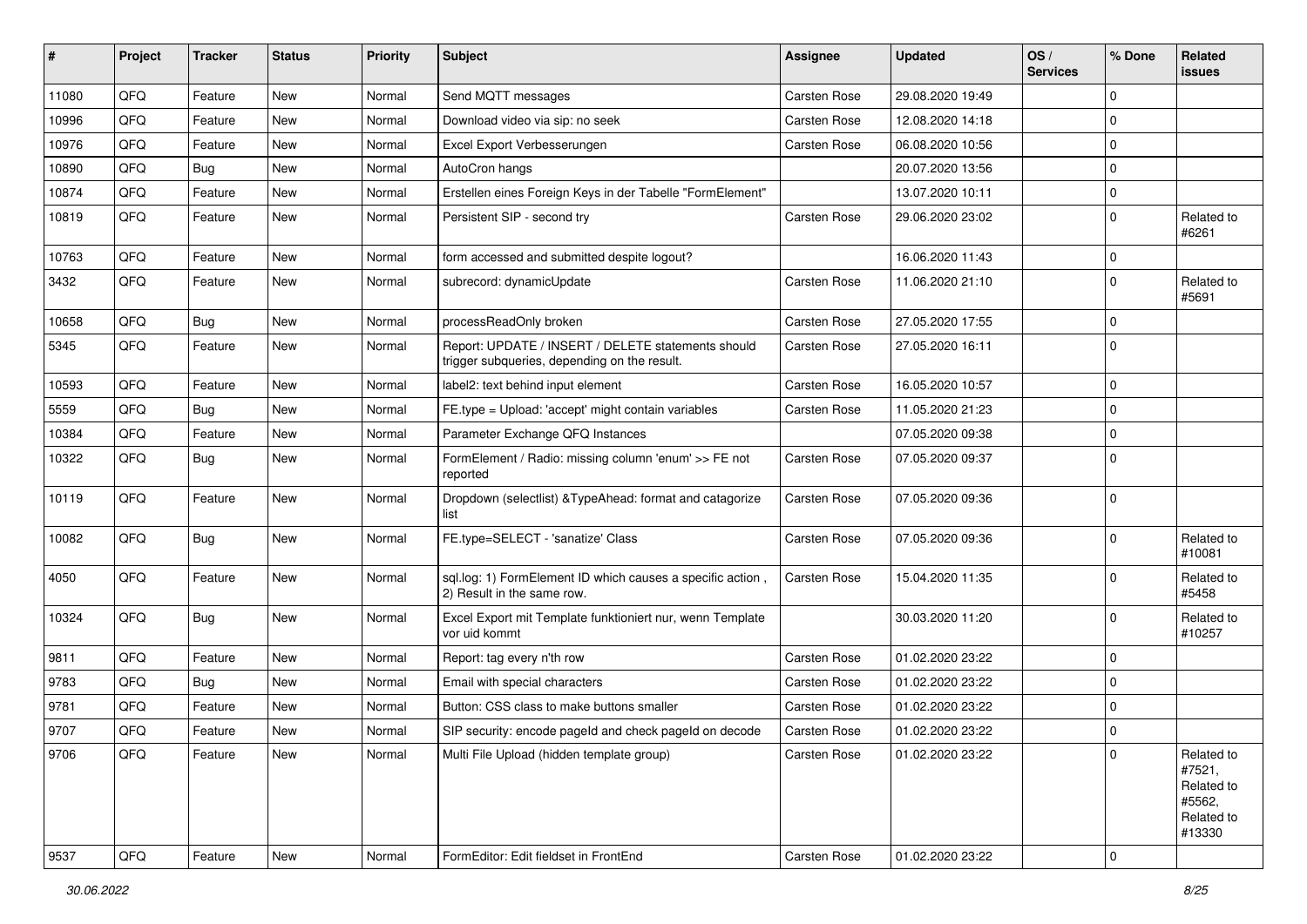| # | Project | Tracker | Status | Priority | Subject | Assignee | Updated | OS / Services | % Done | Related issues |
|---|---|---|---|---|---|---|---|---|---|---|
| 11080 | QFQ | Feature | New | Normal | Send MQTT messages | Carsten Rose | 29.08.2020 19:49 | | 0 | |
| 10996 | QFQ | Feature | New | Normal | Download video via sip: no seek | Carsten Rose | 12.08.2020 14:18 | | 0 | |
| 10976 | QFQ | Feature | New | Normal | Excel Export Verbesserungen | Carsten Rose | 06.08.2020 10:56 | | 0 | |
| 10890 | QFQ | Bug | New | Normal | AutoCron hangs | | 20.07.2020 13:56 | | 0 | |
| 10874 | QFQ | Feature | New | Normal | Erstellen eines Foreign Keys in der Tabelle "FormElement" | | 13.07.2020 10:11 | | 0 | |
| 10819 | QFQ | Feature | New | Normal | Persistent SIP - second try | Carsten Rose | 29.06.2020 23:02 | | 0 | Related to #6261 |
| 10763 | QFQ | Feature | New | Normal | form accessed and submitted despite logout? | | 16.06.2020 11:43 | | 0 | |
| 3432 | QFQ | Feature | New | Normal | subrecord: dynamicUpdate | Carsten Rose | 11.06.2020 21:10 | | 0 | Related to #5691 |
| 10658 | QFQ | Bug | New | Normal | processReadOnly broken | Carsten Rose | 27.05.2020 17:55 | | 0 | |
| 5345 | QFQ | Feature | New | Normal | Report: UPDATE / INSERT / DELETE statements should trigger subqueries, depending on the result. | Carsten Rose | 27.05.2020 16:11 | | 0 | |
| 10593 | QFQ | Feature | New | Normal | label2: text behind input element | Carsten Rose | 16.05.2020 10:57 | | 0 | |
| 5559 | QFQ | Bug | New | Normal | FE.type = Upload: 'accept' might contain variables | Carsten Rose | 11.05.2020 21:23 | | 0 | |
| 10384 | QFQ | Feature | New | Normal | Parameter Exchange QFQ Instances | | 07.05.2020 09:38 | | 0 | |
| 10322 | QFQ | Bug | New | Normal | FormElement / Radio: missing column 'enum' >> FE not reported | Carsten Rose | 07.05.2020 09:37 | | 0 | |
| 10119 | QFQ | Feature | New | Normal | Dropdown (selectlist) &TypeAhead: format and catagorize list | Carsten Rose | 07.05.2020 09:36 | | 0 | |
| 10082 | QFQ | Bug | New | Normal | FE.type=SELECT - 'sanatize' Class | Carsten Rose | 07.05.2020 09:36 | | 0 | Related to #10081 |
| 4050 | QFQ | Feature | New | Normal | sql.log: 1) FormElement ID which causes a specific action , 2) Result in the same row. | Carsten Rose | 15.04.2020 11:35 | | 0 | Related to #5458 |
| 10324 | QFQ | Bug | New | Normal | Excel Export mit Template funktioniert nur, wenn Template vor uid kommt | | 30.03.2020 11:20 | | 0 | Related to #10257 |
| 9811 | QFQ | Feature | New | Normal | Report: tag every n'th row | Carsten Rose | 01.02.2020 23:22 | | 0 | |
| 9783 | QFQ | Bug | New | Normal | Email with special characters | Carsten Rose | 01.02.2020 23:22 | | 0 | |
| 9781 | QFQ | Feature | New | Normal | Button: CSS class to make buttons smaller | Carsten Rose | 01.02.2020 23:22 | | 0 | |
| 9707 | QFQ | Feature | New | Normal | SIP security: encode pageId and check pageId on decode | Carsten Rose | 01.02.2020 23:22 | | 0 | |
| 9706 | QFQ | Feature | New | Normal | Multi File Upload (hidden template group) | Carsten Rose | 01.02.2020 23:22 | | 0 | Related to #7521, Related to #5562, Related to #13330 |
| 9537 | QFQ | Feature | New | Normal | FormEditor: Edit fieldset in FrontEnd | Carsten Rose | 01.02.2020 23:22 | | 0 | |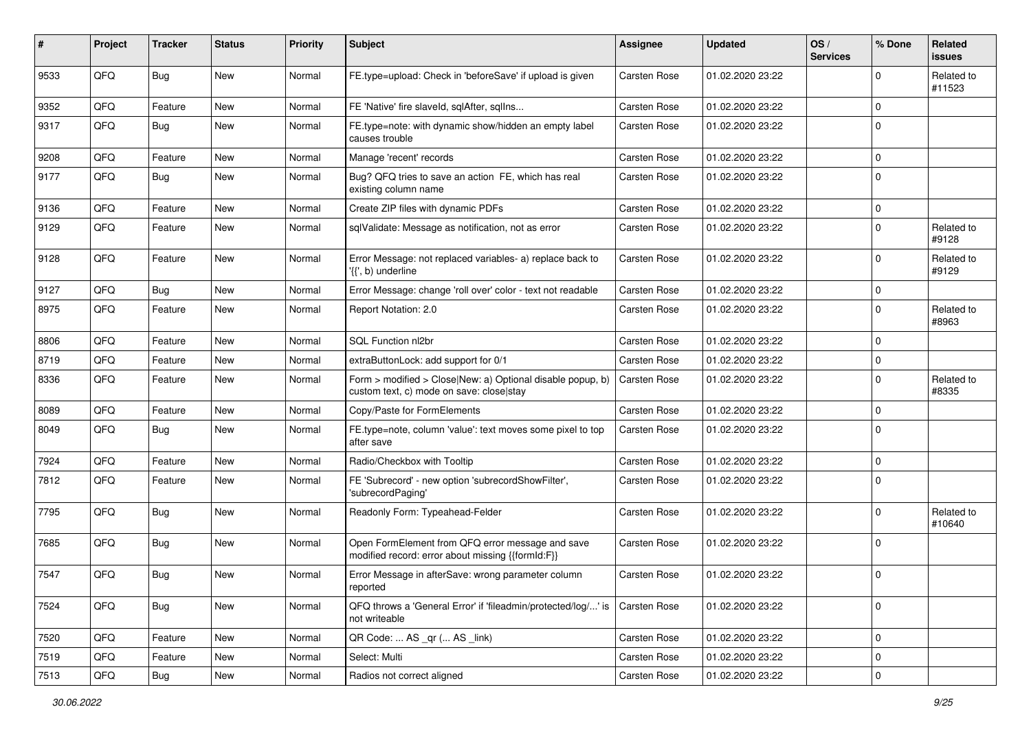| # | Project | Tracker | Status | Priority | Subject | Assignee | Updated | OS / Services | % Done | Related issues |
|---|---|---|---|---|---|---|---|---|---|---|
| 9533 | QFQ | Bug | New | Normal | FE.type=upload: Check in 'beforeSave' if upload is given | Carsten Rose | 01.02.2020 23:22 | | 0 | Related to #11523 |
| 9352 | QFQ | Feature | New | Normal | FE 'Native' fire slaveId, sqlAfter, sqlIns... | Carsten Rose | 01.02.2020 23:22 | | 0 | |
| 9317 | QFQ | Bug | New | Normal | FE.type=note: with dynamic show/hidden an empty label causes trouble | Carsten Rose | 01.02.2020 23:22 | | 0 | |
| 9208 | QFQ | Feature | New | Normal | Manage 'recent' records | Carsten Rose | 01.02.2020 23:22 | | 0 | |
| 9177 | QFQ | Bug | New | Normal | Bug? QFQ tries to save an action FE, which has real existing column name | Carsten Rose | 01.02.2020 23:22 | | 0 | |
| 9136 | QFQ | Feature | New | Normal | Create ZIP files with dynamic PDFs | Carsten Rose | 01.02.2020 23:22 | | 0 | |
| 9129 | QFQ | Feature | New | Normal | sqlValidate: Message as notification, not as error | Carsten Rose | 01.02.2020 23:22 | | 0 | Related to #9128 |
| 9128 | QFQ | Feature | New | Normal | Error Message: not replaced variables- a) replace back to '{{', b) underline | Carsten Rose | 01.02.2020 23:22 | | 0 | Related to #9129 |
| 9127 | QFQ | Bug | New | Normal | Error Message: change 'roll over' color - text not readable | Carsten Rose | 01.02.2020 23:22 | | 0 | |
| 8975 | QFQ | Feature | New | Normal | Report Notation: 2.0 | Carsten Rose | 01.02.2020 23:22 | | 0 | Related to #8963 |
| 8806 | QFQ | Feature | New | Normal | SQL Function nl2br | Carsten Rose | 01.02.2020 23:22 | | 0 | |
| 8719 | QFQ | Feature | New | Normal | extraButtonLock: add support for 0/1 | Carsten Rose | 01.02.2020 23:22 | | 0 | |
| 8336 | QFQ | Feature | New | Normal | Form > modified > Close\|New: a) Optional disable popup, b) custom text, c) mode on save: close\|stay | Carsten Rose | 01.02.2020 23:22 | | 0 | Related to #8335 |
| 8089 | QFQ | Feature | New | Normal | Copy/Paste for FormElements | Carsten Rose | 01.02.2020 23:22 | | 0 | |
| 8049 | QFQ | Bug | New | Normal | FE.type=note, column 'value': text moves some pixel to top after save | Carsten Rose | 01.02.2020 23:22 | | 0 | |
| 7924 | QFQ | Feature | New | Normal | Radio/Checkbox with Tooltip | Carsten Rose | 01.02.2020 23:22 | | 0 | |
| 7812 | QFQ | Feature | New | Normal | FE 'Subrecord' - new option 'subrecordShowFilter', 'subrecordPaging' | Carsten Rose | 01.02.2020 23:22 | | 0 | |
| 7795 | QFQ | Bug | New | Normal | Readonly Form: Typeahead-Felder | Carsten Rose | 01.02.2020 23:22 | | 0 | Related to #10640 |
| 7685 | QFQ | Bug | New | Normal | Open FormElement from QFQ error message and save modified record: error about missing {{formId:F}} | Carsten Rose | 01.02.2020 23:22 | | 0 | |
| 7547 | QFQ | Bug | New | Normal | Error Message in afterSave: wrong parameter column reported | Carsten Rose | 01.02.2020 23:22 | | 0 | |
| 7524 | QFQ | Bug | New | Normal | QFQ throws a 'General Error' if 'fileadmin/protected/log/...' is not writeable | Carsten Rose | 01.02.2020 23:22 | | 0 | |
| 7520 | QFQ | Feature | New | Normal | QR Code: ... AS _qr (... AS _link) | Carsten Rose | 01.02.2020 23:22 | | 0 | |
| 7519 | QFQ | Feature | New | Normal | Select: Multi | Carsten Rose | 01.02.2020 23:22 | | 0 | |
| 7513 | QFQ | Bug | New | Normal | Radios not correct aligned | Carsten Rose | 01.02.2020 23:22 | | 0 | |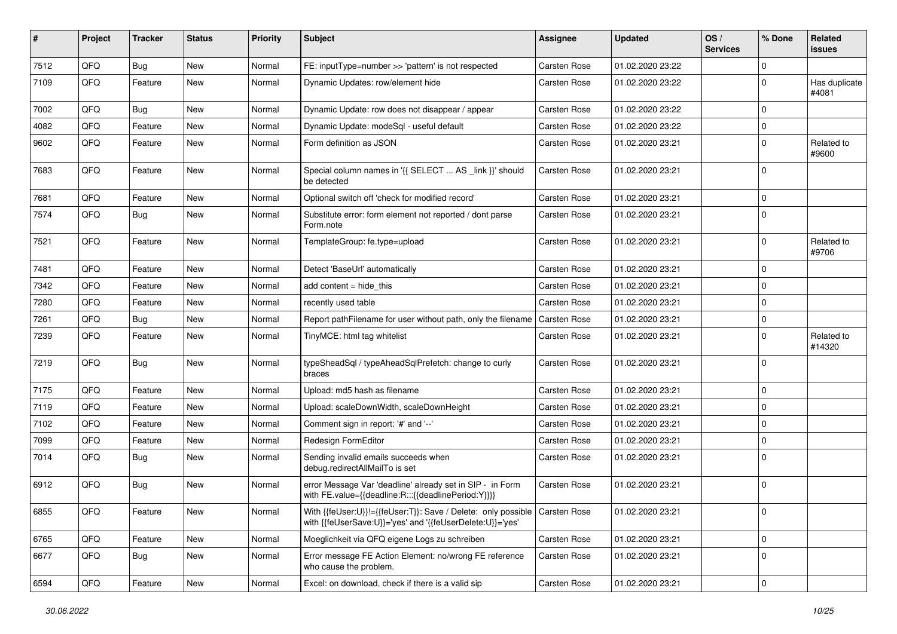| # | Project | Tracker | Status | Priority | Subject | Assignee | Updated | OS / Services | % Done | Related issues |
|---|---|---|---|---|---|---|---|---|---|---|
| 7512 | QFQ | Bug | New | Normal | FE: inputType=number >> 'pattern' is not respected | Carsten Rose | 01.02.2020 23:22 | | 0 | |
| 7109 | QFQ | Feature | New | Normal | Dynamic Updates: row/element hide | Carsten Rose | 01.02.2020 23:22 | | 0 | Has duplicate #4081 |
| 7002 | QFQ | Bug | New | Normal | Dynamic Update: row does not disappear / appear | Carsten Rose | 01.02.2020 23:22 | | 0 | |
| 4082 | QFQ | Feature | New | Normal | Dynamic Update: modeSql - useful default | Carsten Rose | 01.02.2020 23:22 | | 0 | |
| 9602 | QFQ | Feature | New | Normal | Form definition as JSON | Carsten Rose | 01.02.2020 23:21 | | 0 | Related to #9600 |
| 7683 | QFQ | Feature | New | Normal | Special column names in '{{ SELECT ... AS _link }}' should be detected | Carsten Rose | 01.02.2020 23:21 | | 0 | |
| 7681 | QFQ | Feature | New | Normal | Optional switch off 'check for modified record' | Carsten Rose | 01.02.2020 23:21 | | 0 | |
| 7574 | QFQ | Bug | New | Normal | Substitute error: form element not reported / dont parse Form.note | Carsten Rose | 01.02.2020 23:21 | | 0 | |
| 7521 | QFQ | Feature | New | Normal | TemplateGroup: fe.type=upload | Carsten Rose | 01.02.2020 23:21 | | 0 | Related to #9706 |
| 7481 | QFQ | Feature | New | Normal | Detect 'BaseUrl' automatically | Carsten Rose | 01.02.2020 23:21 | | 0 | |
| 7342 | QFQ | Feature | New | Normal | add content = hide_this | Carsten Rose | 01.02.2020 23:21 | | 0 | |
| 7280 | QFQ | Feature | New | Normal | recently used table | Carsten Rose | 01.02.2020 23:21 | | 0 | |
| 7261 | QFQ | Bug | New | Normal | Report pathFilename for user without path, only the filename | Carsten Rose | 01.02.2020 23:21 | | 0 | |
| 7239 | QFQ | Feature | New | Normal | TinyMCE: html tag whitelist | Carsten Rose | 01.02.2020 23:21 | | 0 | Related to #14320 |
| 7219 | QFQ | Bug | New | Normal | typeSheadSql / typeAheadSqlPrefetch: change to curly braces | Carsten Rose | 01.02.2020 23:21 | | 0 | |
| 7175 | QFQ | Feature | New | Normal | Upload: md5 hash as filename | Carsten Rose | 01.02.2020 23:21 | | 0 | |
| 7119 | QFQ | Feature | New | Normal | Upload: scaleDownWidth, scaleDownHeight | Carsten Rose | 01.02.2020 23:21 | | 0 | |
| 7102 | QFQ | Feature | New | Normal | Comment sign in report: '#' and '--' | Carsten Rose | 01.02.2020 23:21 | | 0 | |
| 7099 | QFQ | Feature | New | Normal | Redesign FormEditor | Carsten Rose | 01.02.2020 23:21 | | 0 | |
| 7014 | QFQ | Bug | New | Normal | Sending invalid emails succeeds when debug.redirectAllMailTo is set | Carsten Rose | 01.02.2020 23:21 | | 0 | |
| 6912 | QFQ | Bug | New | Normal | error Message Var 'deadline' already set in SIP - in Form with FE.value={{deadline:R:::{{deadlinePeriod:Y}}}} | Carsten Rose | 01.02.2020 23:21 | | 0 | |
| 6855 | QFQ | Feature | New | Normal | With {{feUser:U}}!={{feUser:T}}: Save / Delete: only possible with {{feUserSave:U}}='yes' and '{{feUserDelete:U}}='yes' | Carsten Rose | 01.02.2020 23:21 | | 0 | |
| 6765 | QFQ | Feature | New | Normal | Moeglichkeit via QFQ eigene Logs zu schreiben | Carsten Rose | 01.02.2020 23:21 | | 0 | |
| 6677 | QFQ | Bug | New | Normal | Error message FE Action Element: no/wrong FE reference who cause the problem. | Carsten Rose | 01.02.2020 23:21 | | 0 | |
| 6594 | QFQ | Feature | New | Normal | Excel: on download, check if there is a valid sip | Carsten Rose | 01.02.2020 23:21 | | 0 | |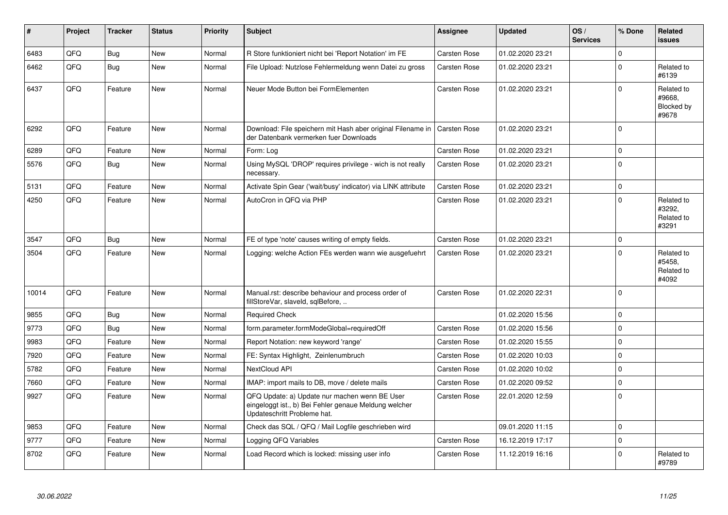| # | Project | Tracker | Status | Priority | Subject | Assignee | Updated | OS / Services | % Done | Related issues |
|---|---|---|---|---|---|---|---|---|---|---|
| 6483 | QFQ | Bug | New | Normal | R Store funktioniert nicht bei 'Report Notation' im FE | Carsten Rose | 01.02.2020 23:21 | | 0 | |
| 6462 | QFQ | Bug | New | Normal | File Upload: Nutzlose Fehlermeldung wenn Datei zu gross | Carsten Rose | 01.02.2020 23:21 | | 0 | Related to #6139 |
| 6437 | QFQ | Feature | New | Normal | Neuer Mode Button bei FormElementen | Carsten Rose | 01.02.2020 23:21 | | 0 | Related to #9668, Blocked by #9678 |
| 6292 | QFQ | Feature | New | Normal | Download: File speichern mit Hash aber original Filename in der Datenbank vermerken fuer Downloads | Carsten Rose | 01.02.2020 23:21 | | 0 | |
| 6289 | QFQ | Feature | New | Normal | Form: Log | Carsten Rose | 01.02.2020 23:21 | | 0 | |
| 5576 | QFQ | Bug | New | Normal | Using MySQL 'DROP' requires privilege - wich is not really necessary. | Carsten Rose | 01.02.2020 23:21 | | 0 | |
| 5131 | QFQ | Feature | New | Normal | Activate Spin Gear ('wait/busy' indicator) via LINK attribute | Carsten Rose | 01.02.2020 23:21 | | 0 | |
| 4250 | QFQ | Feature | New | Normal | AutoCron in QFQ via PHP | Carsten Rose | 01.02.2020 23:21 | | 0 | Related to #3292, Related to #3291 |
| 3547 | QFQ | Bug | New | Normal | FE of type 'note' causes writing of empty fields. | Carsten Rose | 01.02.2020 23:21 | | 0 | |
| 3504 | QFQ | Feature | New | Normal | Logging: welche Action FEs werden wann wie ausgefuehrt | Carsten Rose | 01.02.2020 23:21 | | 0 | Related to #5458, Related to #4092 |
| 10014 | QFQ | Feature | New | Normal | Manual.rst: describe behaviour and process order of fillStoreVar, slaveId, sqlBefore, .. | Carsten Rose | 01.02.2020 22:31 | | 0 | |
| 9855 | QFQ | Bug | New | Normal | Required Check | | 01.02.2020 15:56 | | 0 | |
| 9773 | QFQ | Bug | New | Normal | form.parameter.formModeGlobal=requiredOff | Carsten Rose | 01.02.2020 15:56 | | 0 | |
| 9983 | QFQ | Feature | New | Normal | Report Notation: new keyword 'range' | Carsten Rose | 01.02.2020 15:55 | | 0 | |
| 7920 | QFQ | Feature | New | Normal | FE: Syntax Highlight, Zeilenumbruch | Carsten Rose | 01.02.2020 10:03 | | 0 | |
| 5782 | QFQ | Feature | New | Normal | NextCloud API | Carsten Rose | 01.02.2020 10:02 | | 0 | |
| 7660 | QFQ | Feature | New | Normal | IMAP: import mails to DB, move / delete mails | Carsten Rose | 01.02.2020 09:52 | | 0 | |
| 9927 | QFQ | Feature | New | Normal | QFQ Update: a) Update nur machen wenn BE User eingeloggt ist., b) Bei Fehler genaue Meldung welcher Updateschritt Probleme hat. | Carsten Rose | 22.01.2020 12:59 | | 0 | |
| 9853 | QFQ | Feature | New | Normal | Check das SQL / QFQ / Mail Logfile geschrieben wird | | 09.01.2020 11:15 | | 0 | |
| 9777 | QFQ | Feature | New | Normal | Logging QFQ Variables | Carsten Rose | 16.12.2019 17:17 | | 0 | |
| 8702 | QFQ | Feature | New | Normal | Load Record which is locked: missing user info | Carsten Rose | 11.12.2019 16:16 | | 0 | Related to #9789 |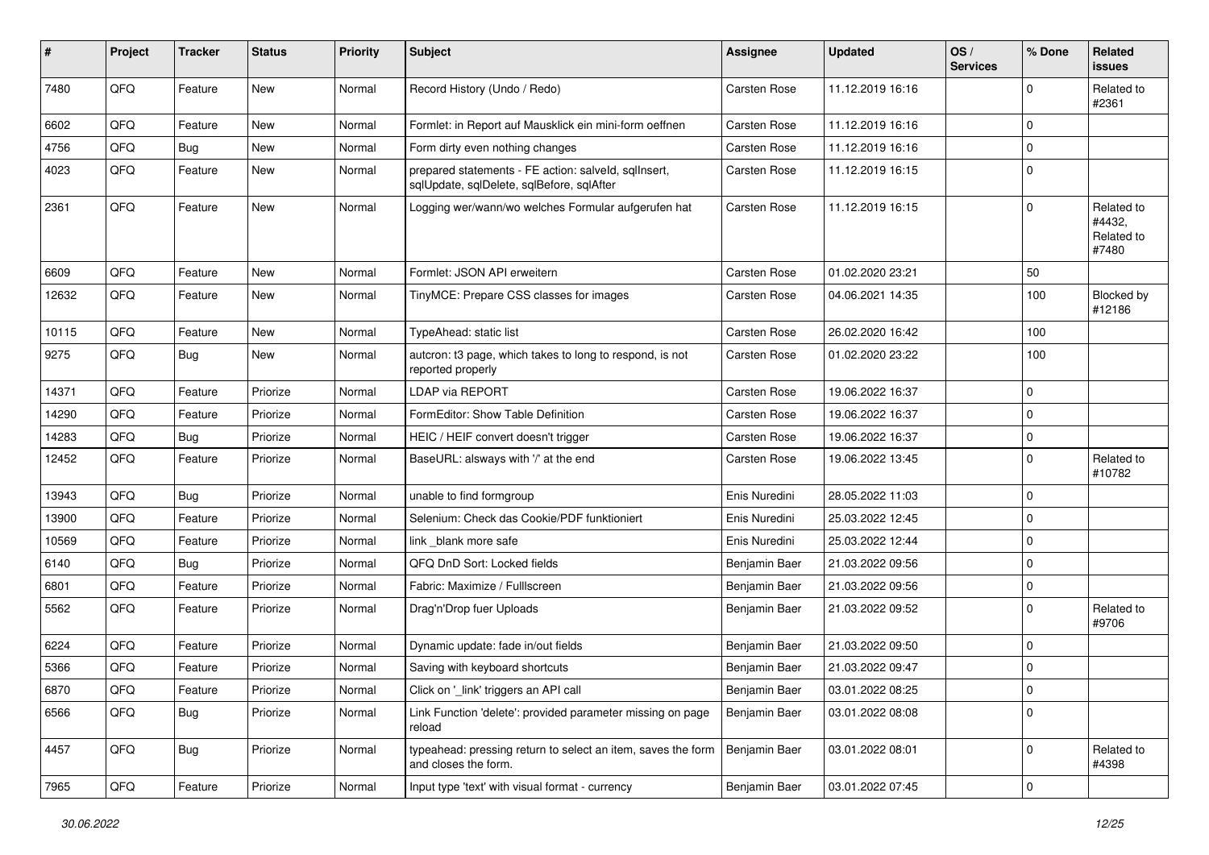| # | Project | Tracker | Status | Priority | Subject | Assignee | Updated | OS / Services | % Done | Related issues |
|---|---|---|---|---|---|---|---|---|---|---|
| 7480 | QFQ | Feature | New | Normal | Record History (Undo / Redo) | Carsten Rose | 11.12.2019 16:16 | | 0 | Related to #2361 |
| 6602 | QFQ | Feature | New | Normal | Formlet: in Report auf Mausklick ein mini-form oeffnen | Carsten Rose | 11.12.2019 16:16 | | 0 | |
| 4756 | QFQ | Bug | New | Normal | Form dirty even nothing changes | Carsten Rose | 11.12.2019 16:16 | | 0 | |
| 4023 | QFQ | Feature | New | Normal | prepared statements - FE action: salveld, sqlInsert, sqlUpdate, sqlDelete, sqlBefore, sqlAfter | Carsten Rose | 11.12.2019 16:15 | | 0 | |
| 2361 | QFQ | Feature | New | Normal | Logging wer/wann/wo welches Formular aufgerufen hat | Carsten Rose | 11.12.2019 16:15 | | 0 | Related to #4432, Related to #7480 |
| 6609 | QFQ | Feature | New | Normal | Formlet: JSON API erweitern | Carsten Rose | 01.02.2020 23:21 | | 50 | |
| 12632 | QFQ | Feature | New | Normal | TinyMCE: Prepare CSS classes for images | Carsten Rose | 04.06.2021 14:35 | | 100 | Blocked by #12186 |
| 10115 | QFQ | Feature | New | Normal | TypeAhead: static list | Carsten Rose | 26.02.2020 16:42 | | 100 | |
| 9275 | QFQ | Bug | New | Normal | autcron: t3 page, which takes to long to respond, is not reported properly | Carsten Rose | 01.02.2020 23:22 | | 100 | |
| 14371 | QFQ | Feature | Priorize | Normal | LDAP via REPORT | Carsten Rose | 19.06.2022 16:37 | | 0 | |
| 14290 | QFQ | Feature | Priorize | Normal | FormEditor: Show Table Definition | Carsten Rose | 19.06.2022 16:37 | | 0 | |
| 14283 | QFQ | Bug | Priorize | Normal | HEIC / HEIF convert doesn't trigger | Carsten Rose | 19.06.2022 16:37 | | 0 | |
| 12452 | QFQ | Feature | Priorize | Normal | BaseURL: alsways with '/' at the end | Carsten Rose | 19.06.2022 13:45 | | 0 | Related to #10782 |
| 13943 | QFQ | Bug | Priorize | Normal | unable to find formgroup | Enis Nuredini | 28.05.2022 11:03 | | 0 | |
| 13900 | QFQ | Feature | Priorize | Normal | Selenium: Check das Cookie/PDF funktioniert | Enis Nuredini | 25.03.2022 12:45 | | 0 | |
| 10569 | QFQ | Feature | Priorize | Normal | link _blank more safe | Enis Nuredini | 25.03.2022 12:44 | | 0 | |
| 6140 | QFQ | Bug | Priorize | Normal | QFQ DnD Sort: Locked fields | Benjamin Baer | 21.03.2022 09:56 | | 0 | |
| 6801 | QFQ | Feature | Priorize | Normal | Fabric: Maximize / Fulllscreen | Benjamin Baer | 21.03.2022 09:56 | | 0 | |
| 5562 | QFQ | Feature | Priorize | Normal | Drag'n'Drop fuer Uploads | Benjamin Baer | 21.03.2022 09:52 | | 0 | Related to #9706 |
| 6224 | QFQ | Feature | Priorize | Normal | Dynamic update: fade in/out fields | Benjamin Baer | 21.03.2022 09:50 | | 0 | |
| 5366 | QFQ | Feature | Priorize | Normal | Saving with keyboard shortcuts | Benjamin Baer | 21.03.2022 09:47 | | 0 | |
| 6870 | QFQ | Feature | Priorize | Normal | Click on '_link' triggers an API call | Benjamin Baer | 03.01.2022 08:25 | | 0 | |
| 6566 | QFQ | Bug | Priorize | Normal | Link Function 'delete': provided parameter missing on page reload | Benjamin Baer | 03.01.2022 08:08 | | 0 | |
| 4457 | QFQ | Bug | Priorize | Normal | typeahead: pressing return to select an item, saves the form and closes the form. | Benjamin Baer | 03.01.2022 08:01 | | 0 | Related to #4398 |
| 7965 | QFQ | Feature | Priorize | Normal | Input type 'text' with visual format - currency | Benjamin Baer | 03.01.2022 07:45 | | 0 | |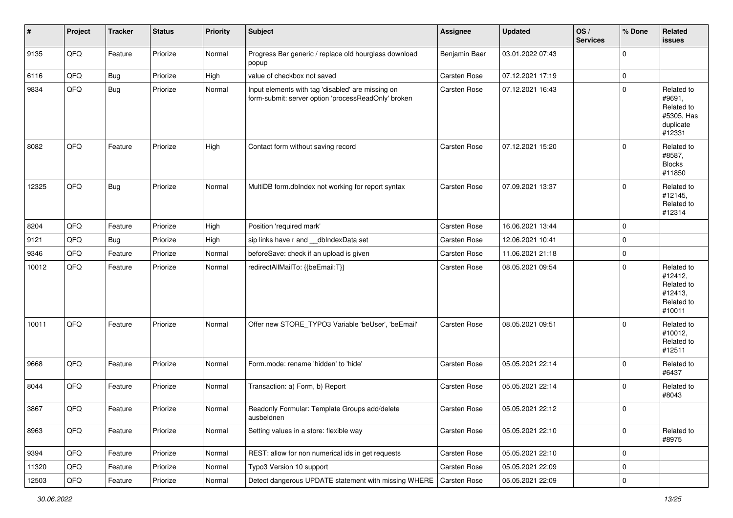| # | Project | Tracker | Status | Priority | Subject | Assignee | Updated | OS / Services | % Done | Related issues |
|---|---|---|---|---|---|---|---|---|---|---|
| 9135 | QFQ | Feature | Priorize | Normal | Progress Bar generic / replace old hourglass download popup | Benjamin Baer | 03.01.2022 07:43 | | 0 | |
| 6116 | QFQ | Bug | Priorize | High | value of checkbox not saved | Carsten Rose | 07.12.2021 17:19 | | 0 | |
| 9834 | QFQ | Bug | Priorize | Normal | Input elements with tag 'disabled' are missing on form-submit: server option 'processReadOnly' broken | Carsten Rose | 07.12.2021 16:43 | | 0 | Related to #9691, Related to #5305, Has duplicate #12331 |
| 8082 | QFQ | Feature | Priorize | High | Contact form without saving record | Carsten Rose | 07.12.2021 15:20 | | 0 | Related to #8587, Blocks #11850 |
| 12325 | QFQ | Bug | Priorize | Normal | MultiDB form.dbIndex not working for report syntax | Carsten Rose | 07.09.2021 13:37 | | 0 | Related to #12145, Related to #12314 |
| 8204 | QFQ | Feature | Priorize | High | Position 'required mark' | Carsten Rose | 16.06.2021 13:44 | | 0 | |
| 9121 | QFQ | Bug | Priorize | High | sip links have r and __dbIndexData set | Carsten Rose | 12.06.2021 10:41 | | 0 | |
| 9346 | QFQ | Feature | Priorize | Normal | beforeSave: check if an upload is given | Carsten Rose | 11.06.2021 21:18 | | 0 | |
| 10012 | QFQ | Feature | Priorize | Normal | redirectAllMailTo: {{beEmail:T}} | Carsten Rose | 08.05.2021 09:54 | | 0 | Related to #12412, Related to #12413, Related to #10011 |
| 10011 | QFQ | Feature | Priorize | Normal | Offer new STORE_TYPO3 Variable 'beUser', 'beEmail' | Carsten Rose | 08.05.2021 09:51 | | 0 | Related to #10012, Related to #12511 |
| 9668 | QFQ | Feature | Priorize | Normal | Form.mode: rename 'hidden' to 'hide' | Carsten Rose | 05.05.2021 22:14 | | 0 | Related to #6437 |
| 8044 | QFQ | Feature | Priorize | Normal | Transaction: a) Form, b) Report | Carsten Rose | 05.05.2021 22:14 | | 0 | Related to #8043 |
| 3867 | QFQ | Feature | Priorize | Normal | Readonly Formular: Template Groups add/delete ausbeldnen | Carsten Rose | 05.05.2021 22:12 | | 0 | |
| 8963 | QFQ | Feature | Priorize | Normal | Setting values in a store: flexible way | Carsten Rose | 05.05.2021 22:10 | | 0 | Related to #8975 |
| 9394 | QFQ | Feature | Priorize | Normal | REST: allow for non numerical ids in get requests | Carsten Rose | 05.05.2021 22:10 | | 0 | |
| 11320 | QFQ | Feature | Priorize | Normal | Typo3 Version 10 support | Carsten Rose | 05.05.2021 22:09 | | 0 | |
| 12503 | QFQ | Feature | Priorize | Normal | Detect dangerous UPDATE statement with missing WHERE | Carsten Rose | 05.05.2021 22:09 | | 0 | |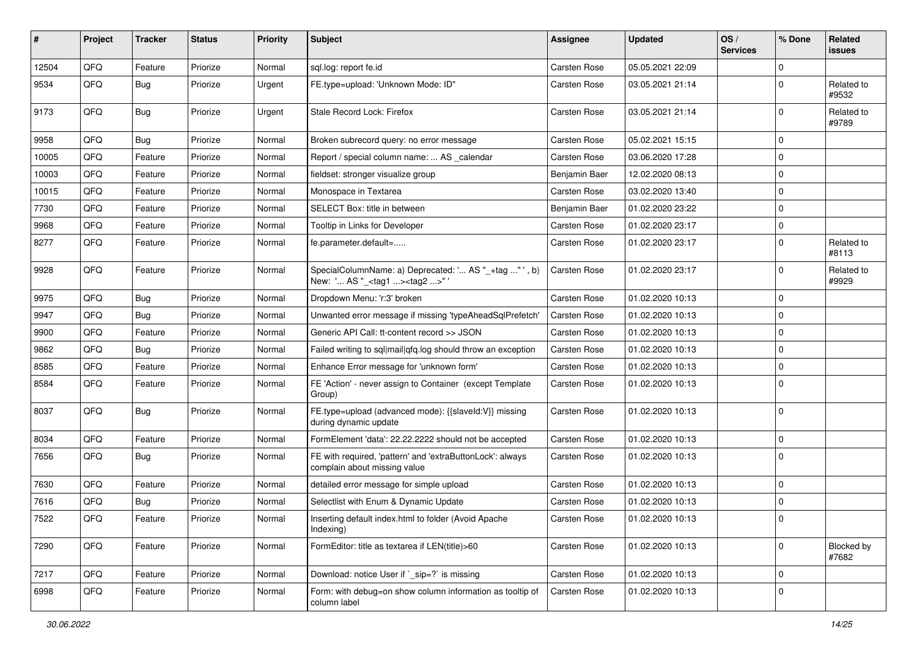| # | Project | Tracker | Status | Priority | Subject | Assignee | Updated | OS / Services | % Done | Related issues |
|---|---|---|---|---|---|---|---|---|---|---|
| 12504 | QFQ | Feature | Priorize | Normal | sql.log: report fe.id | Carsten Rose | 05.05.2021 22:09 | | 0 | |
| 9534 | QFQ | Bug | Priorize | Urgent | FE.type=upload: 'Unknown Mode: ID" | Carsten Rose | 03.05.2021 21:14 | | 0 | Related to #9532 |
| 9173 | QFQ | Bug | Priorize | Urgent | Stale Record Lock: Firefox | Carsten Rose | 03.05.2021 21:14 | | 0 | Related to #9789 |
| 9958 | QFQ | Bug | Priorize | Normal | Broken subrecord query: no error message | Carsten Rose | 05.02.2021 15:15 | | 0 | |
| 10005 | QFQ | Feature | Priorize | Normal | Report / special column name: ... AS _calendar | Carsten Rose | 03.06.2020 17:28 | | 0 | |
| 10003 | QFQ | Feature | Priorize | Normal | fieldset: stronger visualize group | Benjamin Baer | 12.02.2020 08:13 | | 0 | |
| 10015 | QFQ | Feature | Priorize | Normal | Monospace in Textarea | Carsten Rose | 03.02.2020 13:40 | | 0 | |
| 7730 | QFQ | Feature | Priorize | Normal | SELECT Box: title in between | Benjamin Baer | 01.02.2020 23:22 | | 0 | |
| 9968 | QFQ | Feature | Priorize | Normal | Tooltip in Links for Developer | Carsten Rose | 01.02.2020 23:17 | | 0 | |
| 8277 | QFQ | Feature | Priorize | Normal | fe.parameter.default=..... | Carsten Rose | 01.02.2020 23:17 | | 0 | Related to #8113 |
| 9928 | QFQ | Feature | Priorize | Normal | SpecialColumnName: a) Deprecated: '... AS "_+tag ..." ', b) New: '... AS "_<tag1 ...><tag2 ...>" ' | Carsten Rose | 01.02.2020 23:17 | | 0 | Related to #9929 |
| 9975 | QFQ | Bug | Priorize | Normal | Dropdown Menu: 'r:3' broken | Carsten Rose | 01.02.2020 10:13 | | 0 | |
| 9947 | QFQ | Bug | Priorize | Normal | Unwanted error message if missing 'typeAheadSqlPrefetch' | Carsten Rose | 01.02.2020 10:13 | | 0 | |
| 9900 | QFQ | Feature | Priorize | Normal | Generic API Call: tt-content record >> JSON | Carsten Rose | 01.02.2020 10:13 | | 0 | |
| 9862 | QFQ | Bug | Priorize | Normal | Failed writing to sql\|mail\|qfq.log should throw an exception | Carsten Rose | 01.02.2020 10:13 | | 0 | |
| 8585 | QFQ | Feature | Priorize | Normal | Enhance Error message for 'unknown form' | Carsten Rose | 01.02.2020 10:13 | | 0 | |
| 8584 | QFQ | Feature | Priorize | Normal | FE 'Action' - never assign to Container (except Template Group) | Carsten Rose | 01.02.2020 10:13 | | 0 | |
| 8037 | QFQ | Bug | Priorize | Normal | FE.type=upload (advanced mode): {{slaveId:V}} missing during dynamic update | Carsten Rose | 01.02.2020 10:13 | | 0 | |
| 8034 | QFQ | Feature | Priorize | Normal | FormElement 'data': 22.22.2222 should not be accepted | Carsten Rose | 01.02.2020 10:13 | | 0 | |
| 7656 | QFQ | Bug | Priorize | Normal | FE with required, 'pattern' and 'extraButtonLock': always complain about missing value | Carsten Rose | 01.02.2020 10:13 | | 0 | |
| 7630 | QFQ | Feature | Priorize | Normal | detailed error message for simple upload | Carsten Rose | 01.02.2020 10:13 | | 0 | |
| 7616 | QFQ | Bug | Priorize | Normal | Selectlist with Enum & Dynamic Update | Carsten Rose | 01.02.2020 10:13 | | 0 | |
| 7522 | QFQ | Feature | Priorize | Normal | Inserting default index.html to folder (Avoid Apache Indexing) | Carsten Rose | 01.02.2020 10:13 | | 0 | |
| 7290 | QFQ | Feature | Priorize | Normal | FormEditor: title as textarea if LEN(title)>60 | Carsten Rose | 01.02.2020 10:13 | | 0 | Blocked by #7682 |
| 7217 | QFQ | Feature | Priorize | Normal | Download: notice User if `_sip=?` is missing | Carsten Rose | 01.02.2020 10:13 | | 0 | |
| 6998 | QFQ | Feature | Priorize | Normal | Form: with debug=on show column information as tooltip of column label | Carsten Rose | 01.02.2020 10:13 | | 0 | |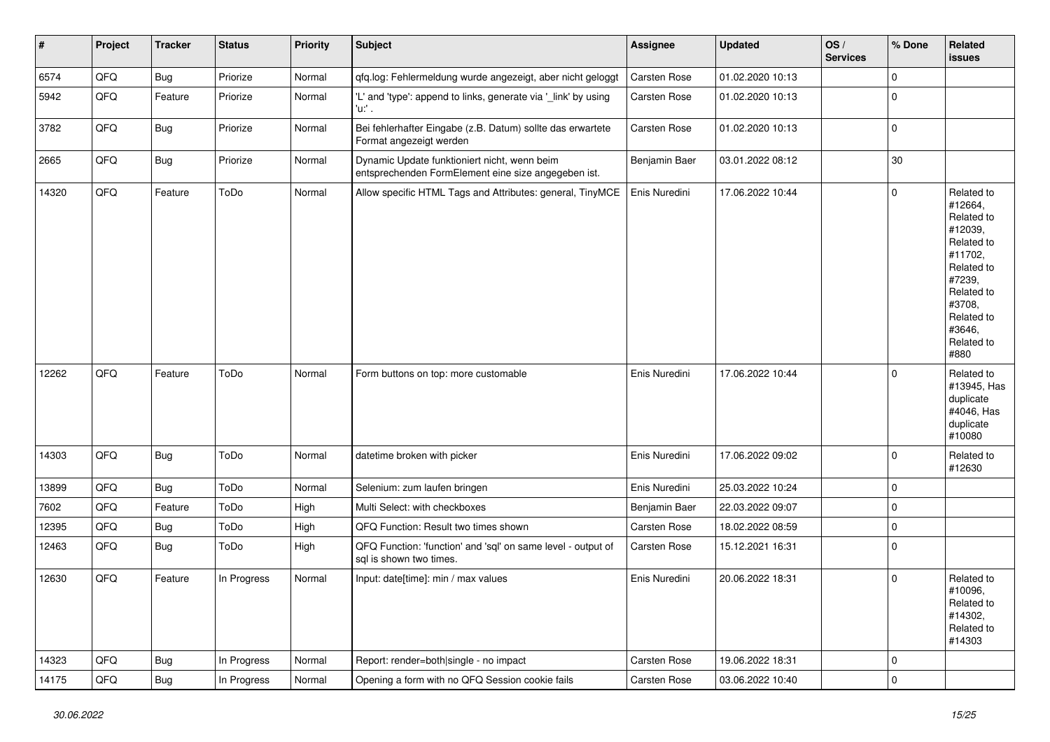| # | Project | Tracker | Status | Priority | Subject | Assignee | Updated | OS / Services | % Done | Related issues |
|---|---|---|---|---|---|---|---|---|---|---|
| 6574 | QFQ | Bug | Priorize | Normal | qfq.log: Fehlermeldung wurde angezeigt, aber nicht geloggt | Carsten Rose | 01.02.2020 10:13 | | 0 | |
| 5942 | QFQ | Feature | Priorize | Normal | 'L' and 'type': append to links, generate via '_link' by using 'u:' . | Carsten Rose | 01.02.2020 10:13 | | 0 | |
| 3782 | QFQ | Bug | Priorize | Normal | Bei fehlerhafter Eingabe (z.B. Datum) sollte das erwartete Format angezeigt werden | Carsten Rose | 01.02.2020 10:13 | | 0 | |
| 2665 | QFQ | Bug | Priorize | Normal | Dynamic Update funktioniert nicht, wenn beim entsprechenden FormElement eine size angegeben ist. | Benjamin Baer | 03.01.2022 08:12 | | 30 | |
| 14320 | QFQ | Feature | ToDo | Normal | Allow specific HTML Tags and Attributes: general, TinyMCE | Enis Nuredini | 17.06.2022 10:44 | | 0 | Related to #12664, Related to #12039, Related to #11702, Related to #7239, Related to #3708, Related to #3646, Related to #880 |
| 12262 | QFQ | Feature | ToDo | Normal | Form buttons on top: more customable | Enis Nuredini | 17.06.2022 10:44 | | 0 | Related to #13945, Has duplicate #4046, Has duplicate #10080 |
| 14303 | QFQ | Bug | ToDo | Normal | datetime broken with picker | Enis Nuredini | 17.06.2022 09:02 | | 0 | Related to #12630 |
| 13899 | QFQ | Bug | ToDo | Normal | Selenium: zum laufen bringen | Enis Nuredini | 25.03.2022 10:24 | | 0 | |
| 7602 | QFQ | Feature | ToDo | High | Multi Select: with checkboxes | Benjamin Baer | 22.03.2022 09:07 | | 0 | |
| 12395 | QFQ | Bug | ToDo | High | QFQ Function: Result two times shown | Carsten Rose | 18.02.2022 08:59 | | 0 | |
| 12463 | QFQ | Bug | ToDo | High | QFQ Function: 'function' and 'sql' on same level - output of sql is shown two times. | Carsten Rose | 15.12.2021 16:31 | | 0 | |
| 12630 | QFQ | Feature | In Progress | Normal | Input: date[time]: min / max values | Enis Nuredini | 20.06.2022 18:31 | | 0 | Related to #10096, Related to #14302, Related to #14303 |
| 14323 | QFQ | Bug | In Progress | Normal | Report: render=both\|single - no impact | Carsten Rose | 19.06.2022 18:31 | | 0 | |
| 14175 | QFQ | Bug | In Progress | Normal | Opening a form with no QFQ Session cookie fails | Carsten Rose | 03.06.2022 10:40 | | 0 | |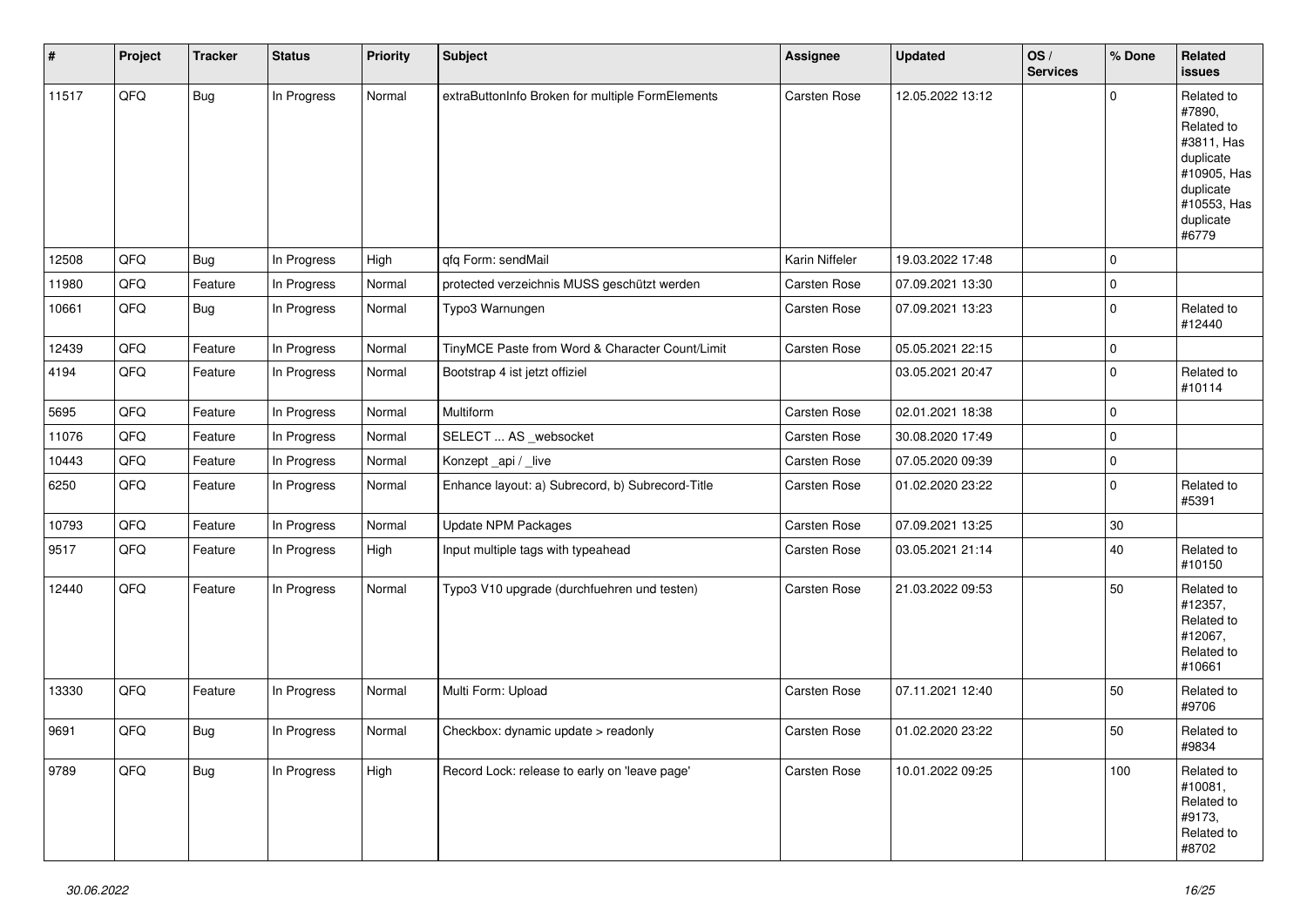| # | Project | Tracker | Status | Priority | Subject | Assignee | Updated | OS / Services | % Done | Related issues |
|---|---|---|---|---|---|---|---|---|---|---|
| 11517 | QFQ | Bug | In Progress | Normal | extraButtonInfo Broken for multiple FormElements | Carsten Rose | 12.05.2022 13:12 | | 0 | Related to #7890, Related to #3811, Has duplicate #10905, Has duplicate #10553, Has duplicate #6779 |
| 12508 | QFQ | Bug | In Progress | High | qfq Form: sendMail | Karin Niffeler | 19.03.2022 17:48 | | 0 | |
| 11980 | QFQ | Feature | In Progress | Normal | protected verzeichnis MUSS geschützt werden | Carsten Rose | 07.09.2021 13:30 | | 0 | |
| 10661 | QFQ | Bug | In Progress | Normal | Typo3 Warnungen | Carsten Rose | 07.09.2021 13:23 | | 0 | Related to #12440 |
| 12439 | QFQ | Feature | In Progress | Normal | TinyMCE Paste from Word & Character Count/Limit | Carsten Rose | 05.05.2021 22:15 | | 0 | |
| 4194 | QFQ | Feature | In Progress | Normal | Bootstrap 4 ist jetzt offiziel | | 03.05.2021 20:47 | | 0 | Related to #10114 |
| 5695 | QFQ | Feature | In Progress | Normal | Multiform | Carsten Rose | 02.01.2021 18:38 | | 0 | |
| 11076 | QFQ | Feature | In Progress | Normal | SELECT ... AS _websocket | Carsten Rose | 30.08.2020 17:49 | | 0 | |
| 10443 | QFQ | Feature | In Progress | Normal | Konzept _api / _live | Carsten Rose | 07.05.2020 09:39 | | 0 | |
| 6250 | QFQ | Feature | In Progress | Normal | Enhance layout: a) Subrecord, b) Subrecord-Title | Carsten Rose | 01.02.2020 23:22 | | 0 | Related to #5391 |
| 10793 | QFQ | Feature | In Progress | Normal | Update NPM Packages | Carsten Rose | 07.09.2021 13:25 | | 30 | |
| 9517 | QFQ | Feature | In Progress | High | Input multiple tags with typeahead | Carsten Rose | 03.05.2021 21:14 | | 40 | Related to #10150 |
| 12440 | QFQ | Feature | In Progress | Normal | Typo3 V10 upgrade (durchfuehren und testen) | Carsten Rose | 21.03.2022 09:53 | | 50 | Related to #12357, Related to #12067, Related to #10661 |
| 13330 | QFQ | Feature | In Progress | Normal | Multi Form: Upload | Carsten Rose | 07.11.2021 12:40 | | 50 | Related to #9706 |
| 9691 | QFQ | Bug | In Progress | Normal | Checkbox: dynamic update > readonly | Carsten Rose | 01.02.2020 23:22 | | 50 | Related to #9834 |
| 9789 | QFQ | Bug | In Progress | High | Record Lock: release to early on 'leave page' | Carsten Rose | 10.01.2022 09:25 | | 100 | Related to #10081, Related to #9173, Related to #8702 |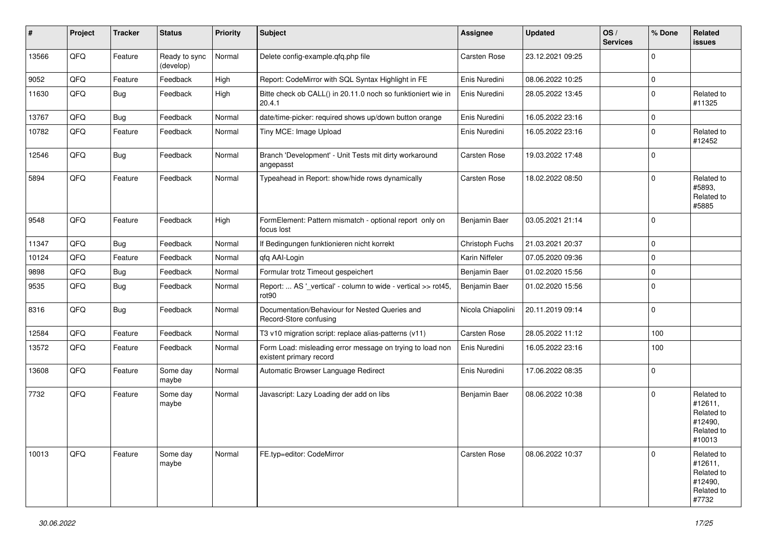| # | Project | Tracker | Status | Priority | Subject | Assignee | Updated | OS / Services | % Done | Related issues |
|---|---|---|---|---|---|---|---|---|---|---|
| 13566 | QFQ | Feature | Ready to sync (develop) | Normal | Delete config-example.qfq.php file | Carsten Rose | 23.12.2021 09:25 | | 0 | |
| 9052 | QFQ | Feature | Feedback | High | Report: CodeMirror with SQL Syntax Highlight in FE | Enis Nuredini | 08.06.2022 10:25 | | 0 | |
| 11630 | QFQ | Bug | Feedback | High | Bitte check ob CALL() in 20.11.0 noch so funktioniert wie in 20.4.1 | Enis Nuredini | 28.05.2022 13:45 | | 0 | Related to #11325 |
| 13767 | QFQ | Bug | Feedback | Normal | date/time-picker: required shows up/down button orange | Enis Nuredini | 16.05.2022 23:16 | | 0 | |
| 10782 | QFQ | Feature | Feedback | Normal | Tiny MCE: Image Upload | Enis Nuredini | 16.05.2022 23:16 | | 0 | Related to #12452 |
| 12546 | QFQ | Bug | Feedback | Normal | Branch 'Development' - Unit Tests mit dirty workaround angepasst | Carsten Rose | 19.03.2022 17:48 | | 0 | |
| 5894 | QFQ | Feature | Feedback | Normal | Typeahead in Report: show/hide rows dynamically | Carsten Rose | 18.02.2022 08:50 | | 0 | Related to #5893, Related to #5885 |
| 9548 | QFQ | Feature | Feedback | High | FormElement: Pattern mismatch - optional report only on focus lost | Benjamin Baer | 03.05.2021 21:14 | | 0 | |
| 11347 | QFQ | Bug | Feedback | Normal | If Bedingungen funktionieren nicht korrekt | Christoph Fuchs | 21.03.2021 20:37 | | 0 | |
| 10124 | QFQ | Feature | Feedback | Normal | qfq AAI-Login | Karin Niffeler | 07.05.2020 09:36 | | 0 | |
| 9898 | QFQ | Bug | Feedback | Normal | Formular trotz Timeout gespeichert | Benjamin Baer | 01.02.2020 15:56 | | 0 | |
| 9535 | QFQ | Bug | Feedback | Normal | Report: ... AS '_vertical' - column to wide - vertical >> rot45, rot90 | Benjamin Baer | 01.02.2020 15:56 | | 0 | |
| 8316 | QFQ | Bug | Feedback | Normal | Documentation/Behaviour for Nested Queries and Record-Store confusing | Nicola Chiapolini | 20.11.2019 09:14 | | 0 | |
| 12584 | QFQ | Feature | Feedback | Normal | T3 v10 migration script: replace alias-patterns (v11) | Carsten Rose | 28.05.2022 11:12 | | 100 | |
| 13572 | QFQ | Feature | Feedback | Normal | Form Load: misleading error message on trying to load non existent primary record | Enis Nuredini | 16.05.2022 23:16 | | 100 | |
| 13608 | QFQ | Feature | Some day maybe | Normal | Automatic Browser Language Redirect | Enis Nuredini | 17.06.2022 08:35 | | 0 | |
| 7732 | QFQ | Feature | Some day maybe | Normal | Javascript: Lazy Loading der add on libs | Benjamin Baer | 08.06.2022 10:38 | | 0 | Related to #12611, Related to #12490, Related to #10013 |
| 10013 | QFQ | Feature | Some day maybe | Normal | FE.typ=editor: CodeMirror | Carsten Rose | 08.06.2022 10:37 | | 0 | Related to #12611, Related to #12490, Related to #7732 |

*30.06.2022*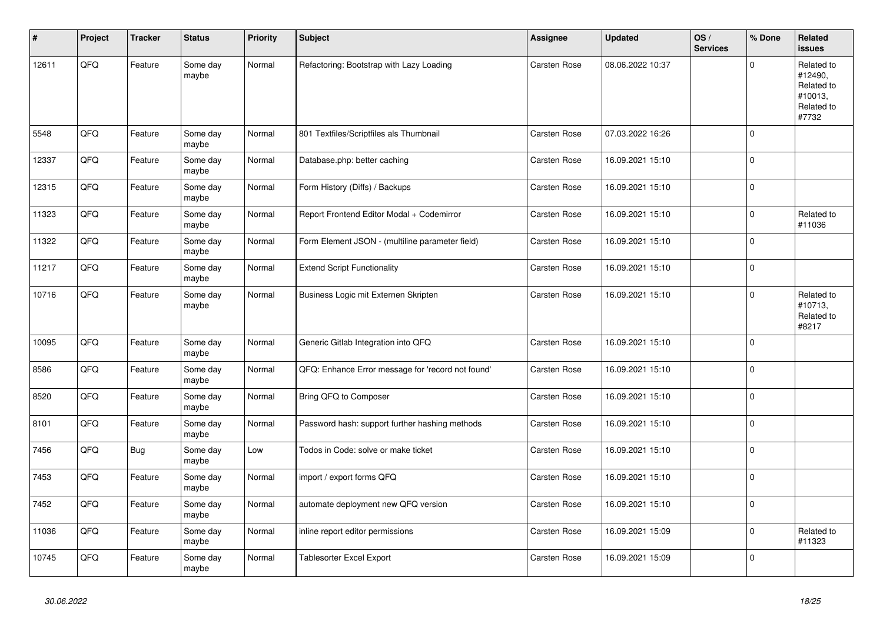| # | Project | Tracker | Status | Priority | Subject | Assignee | Updated | OS / Services | % Done | Related issues |
|---|---|---|---|---|---|---|---|---|---|---|
| 12611 | QFQ | Feature | Some day maybe | Normal | Refactoring: Bootstrap with Lazy Loading | Carsten Rose | 08.06.2022 10:37 | | 0 | Related to #12490, Related to #10013, Related to #7732 |
| 5548 | QFQ | Feature | Some day maybe | Normal | 801 Textfiles/Scriptfiles als Thumbnail | Carsten Rose | 07.03.2022 16:26 | | 0 | |
| 12337 | QFQ | Feature | Some day maybe | Normal | Database.php: better caching | Carsten Rose | 16.09.2021 15:10 | | 0 | |
| 12315 | QFQ | Feature | Some day maybe | Normal | Form History (Diffs) / Backups | Carsten Rose | 16.09.2021 15:10 | | 0 | |
| 11323 | QFQ | Feature | Some day maybe | Normal | Report Frontend Editor Modal + Codemirror | Carsten Rose | 16.09.2021 15:10 | | 0 | Related to #11036 |
| 11322 | QFQ | Feature | Some day maybe | Normal | Form Element JSON - (multiline parameter field) | Carsten Rose | 16.09.2021 15:10 | | 0 | |
| 11217 | QFQ | Feature | Some day maybe | Normal | Extend Script Functionality | Carsten Rose | 16.09.2021 15:10 | | 0 | |
| 10716 | QFQ | Feature | Some day maybe | Normal | Business Logic mit Externen Skripten | Carsten Rose | 16.09.2021 15:10 | | 0 | Related to #10713, Related to #8217 |
| 10095 | QFQ | Feature | Some day maybe | Normal | Generic Gitlab Integration into QFQ | Carsten Rose | 16.09.2021 15:10 | | 0 | |
| 8586 | QFQ | Feature | Some day maybe | Normal | QFQ: Enhance Error message for 'record not found' | Carsten Rose | 16.09.2021 15:10 | | 0 | |
| 8520 | QFQ | Feature | Some day maybe | Normal | Bring QFQ to Composer | Carsten Rose | 16.09.2021 15:10 | | 0 | |
| 8101 | QFQ | Feature | Some day maybe | Normal | Password hash: support further hashing methods | Carsten Rose | 16.09.2021 15:10 | | 0 | |
| 7456 | QFQ | Bug | Some day maybe | Low | Todos in Code: solve or make ticket | Carsten Rose | 16.09.2021 15:10 | | 0 | |
| 7453 | QFQ | Feature | Some day maybe | Normal | import / export forms QFQ | Carsten Rose | 16.09.2021 15:10 | | 0 | |
| 7452 | QFQ | Feature | Some day maybe | Normal | automate deployment new QFQ version | Carsten Rose | 16.09.2021 15:10 | | 0 | |
| 11036 | QFQ | Feature | Some day maybe | Normal | inline report editor permissions | Carsten Rose | 16.09.2021 15:09 | | 0 | Related to #11323 |
| 10745 | QFQ | Feature | Some day maybe | Normal | Tablesorter Excel Export | Carsten Rose | 16.09.2021 15:09 | | 0 | |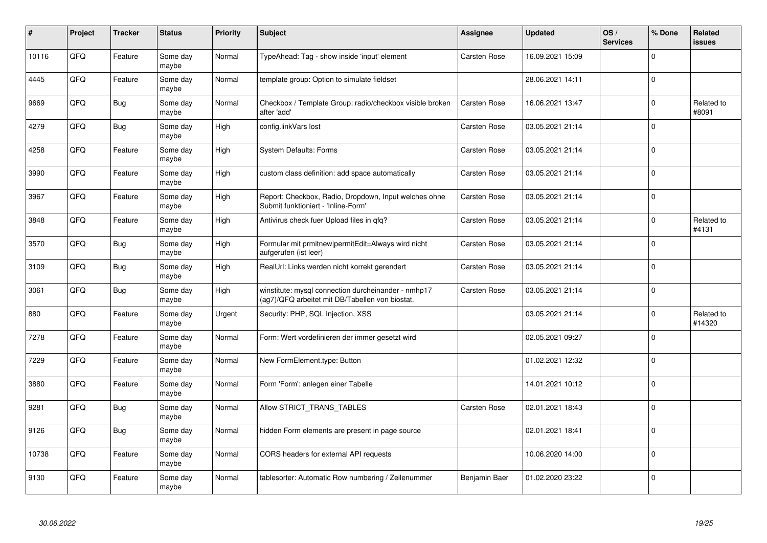| # | Project | Tracker | Status | Priority | Subject | Assignee | Updated | OS / Services | % Done | Related issues |
|---|---|---|---|---|---|---|---|---|---|---|
| 10116 | QFQ | Feature | Some day maybe | Normal | TypeAhead: Tag - show inside 'input' element | Carsten Rose | 16.09.2021 15:09 | | 0 | |
| 4445 | QFQ | Feature | Some day maybe | Normal | template group: Option to simulate fieldset | | 28.06.2021 14:11 | | 0 | |
| 9669 | QFQ | Bug | Some day maybe | Normal | Checkbox / Template Group: radio/checkbox visible broken after 'add' | Carsten Rose | 16.06.2021 13:47 | | 0 | Related to #8091 |
| 4279 | QFQ | Bug | Some day maybe | High | config.linkVars lost | Carsten Rose | 03.05.2021 21:14 | | 0 | |
| 4258 | QFQ | Feature | Some day maybe | High | System Defaults: Forms | Carsten Rose | 03.05.2021 21:14 | | 0 | |
| 3990 | QFQ | Feature | Some day maybe | High | custom class definition: add space automatically | Carsten Rose | 03.05.2021 21:14 | | 0 | |
| 3967 | QFQ | Feature | Some day maybe | High | Report: Checkbox, Radio, Dropdown, Input welches ohne Submit funktioniert - 'Inline-Form' | Carsten Rose | 03.05.2021 21:14 | | 0 | |
| 3848 | QFQ | Feature | Some day maybe | High | Antivirus check fuer Upload files in qfq? | Carsten Rose | 03.05.2021 21:14 | | 0 | Related to #4131 |
| 3570 | QFQ | Bug | Some day maybe | High | Formular mit prmitnew\|permitEdit=Always wird nicht aufgerufen (ist leer) | Carsten Rose | 03.05.2021 21:14 | | 0 | |
| 3109 | QFQ | Bug | Some day maybe | High | RealUrl: Links werden nicht korrekt gerendert | Carsten Rose | 03.05.2021 21:14 | | 0 | |
| 3061 | QFQ | Bug | Some day maybe | High | winstitute: mysql connection durcheinander - nmhp17 (ag7)/QFQ arbeitet mit DB/Tabellen von biostat. | Carsten Rose | 03.05.2021 21:14 | | 0 | |
| 880 | QFQ | Feature | Some day maybe | Urgent | Security: PHP, SQL Injection, XSS | | 03.05.2021 21:14 | | 0 | Related to #14320 |
| 7278 | QFQ | Feature | Some day maybe | Normal | Form: Wert vordefinieren der immer gesetzt wird | | 02.05.2021 09:27 | | 0 | |
| 7229 | QFQ | Feature | Some day maybe | Normal | New FormElement.type: Button | | 01.02.2021 12:32 | | 0 | |
| 3880 | QFQ | Feature | Some day maybe | Normal | Form 'Form': anlegen einer Tabelle | | 14.01.2021 10:12 | | 0 | |
| 9281 | QFQ | Bug | Some day maybe | Normal | Allow STRICT_TRANS_TABLES | Carsten Rose | 02.01.2021 18:43 | | 0 | |
| 9126 | QFQ | Bug | Some day maybe | Normal | hidden Form elements are present in page source | | 02.01.2021 18:41 | | 0 | |
| 10738 | QFQ | Feature | Some day maybe | Normal | CORS headers for external API requests | | 10.06.2020 14:00 | | 0 | |
| 9130 | QFQ | Feature | Some day maybe | Normal | tablesorter: Automatic Row numbering / Zeilenummer | Benjamin Baer | 01.02.2020 23:22 | | 0 | |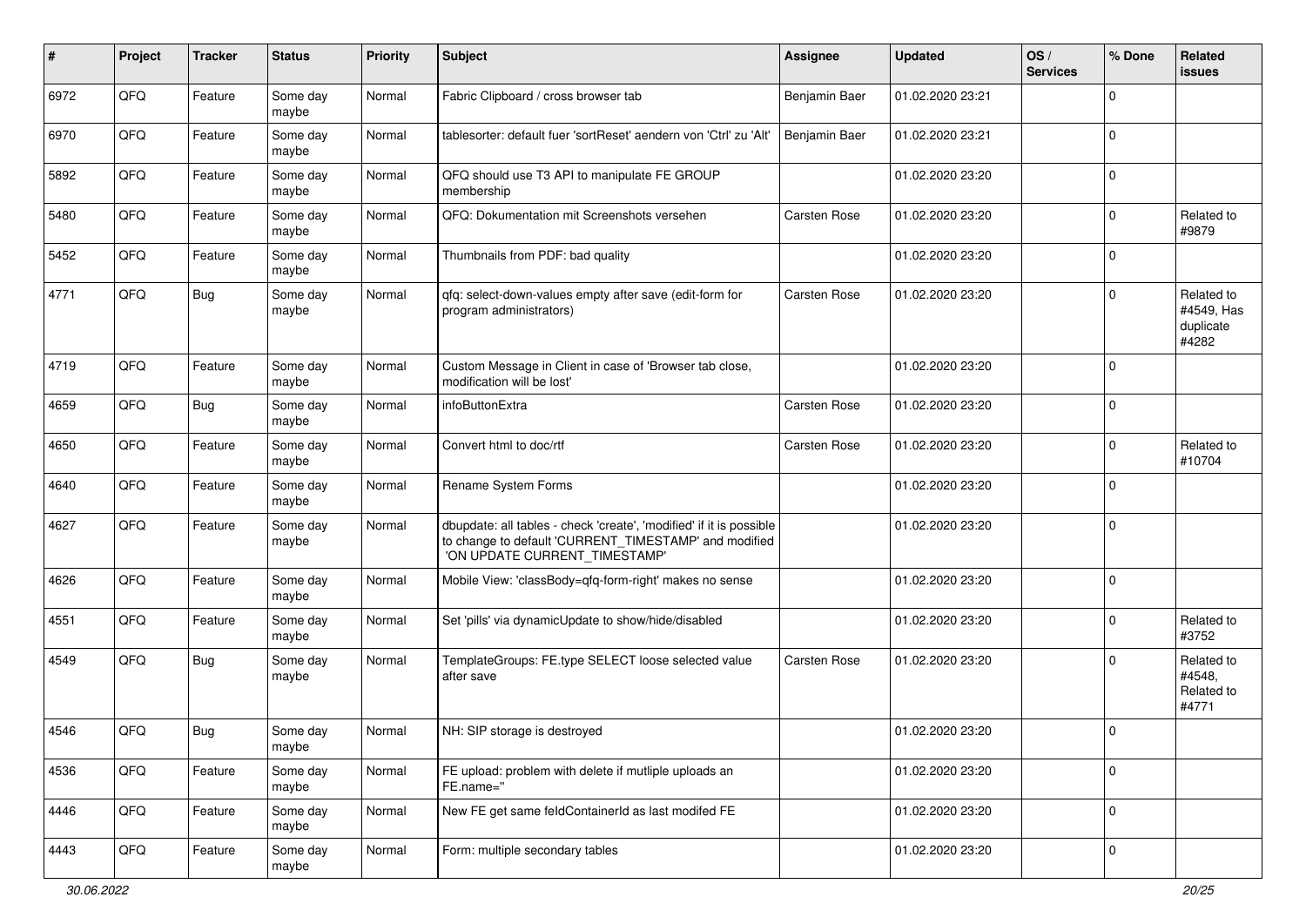| # | Project | Tracker | Status | Priority | Subject | Assignee | Updated | OS / Services | % Done | Related issues |
|---|---|---|---|---|---|---|---|---|---|---|
| 6972 | QFQ | Feature | Some day maybe | Normal | Fabric Clipboard / cross browser tab | Benjamin Baer | 01.02.2020 23:21 | | 0 | |
| 6970 | QFQ | Feature | Some day maybe | Normal | tablesorter: default fuer 'sortReset' aendern von 'Ctrl' zu 'Alt' | Benjamin Baer | 01.02.2020 23:21 | | 0 | |
| 5892 | QFQ | Feature | Some day maybe | Normal | QFQ should use T3 API to manipulate FE GROUP membership | | 01.02.2020 23:20 | | 0 | |
| 5480 | QFQ | Feature | Some day maybe | Normal | QFQ: Dokumentation mit Screenshots versehen | Carsten Rose | 01.02.2020 23:20 | | 0 | Related to #9879 |
| 5452 | QFQ | Feature | Some day maybe | Normal | Thumbnails from PDF: bad quality | | 01.02.2020 23:20 | | 0 | |
| 4771 | QFQ | Bug | Some day maybe | Normal | qfq: select-down-values empty after save (edit-form for program administrators) | Carsten Rose | 01.02.2020 23:20 | | 0 | Related to #4549, Has duplicate #4282 |
| 4719 | QFQ | Feature | Some day maybe | Normal | Custom Message in Client in case of 'Browser tab close, modification will be lost' | | 01.02.2020 23:20 | | 0 | |
| 4659 | QFQ | Bug | Some day maybe | Normal | infoButtonExtra | Carsten Rose | 01.02.2020 23:20 | | 0 | |
| 4650 | QFQ | Feature | Some day maybe | Normal | Convert html to doc/rtf | Carsten Rose | 01.02.2020 23:20 | | 0 | Related to #10704 |
| 4640 | QFQ | Feature | Some day maybe | Normal | Rename System Forms | | 01.02.2020 23:20 | | 0 | |
| 4627 | QFQ | Feature | Some day maybe | Normal | dbupdate: all tables - check 'create', 'modified' if it is possible to change to default 'CURRENT_TIMESTAMP' and modified 'ON UPDATE CURRENT_TIMESTAMP' | | 01.02.2020 23:20 | | 0 | |
| 4626 | QFQ | Feature | Some day maybe | Normal | Mobile View: 'classBody=qfq-form-right' makes no sense | | 01.02.2020 23:20 | | 0 | |
| 4551 | QFQ | Feature | Some day maybe | Normal | Set 'pills' via dynamicUpdate to show/hide/disabled | | 01.02.2020 23:20 | | 0 | Related to #3752 |
| 4549 | QFQ | Bug | Some day maybe | Normal | TemplateGroups: FE.type SELECT loose selected value after save | Carsten Rose | 01.02.2020 23:20 | | 0 | Related to #4548, Related to #4771 |
| 4546 | QFQ | Bug | Some day maybe | Normal | NH: SIP storage is destroyed | | 01.02.2020 23:20 | | 0 | |
| 4536 | QFQ | Feature | Some day maybe | Normal | FE upload: problem with delete if mutliple uploads an FE.name='' | | 01.02.2020 23:20 | | 0 | |
| 4446 | QFQ | Feature | Some day maybe | Normal | New FE get same feldContainerId as last modifed FE | | 01.02.2020 23:20 | | 0 | |
| 4443 | QFQ | Feature | Some day maybe | Normal | Form: multiple secondary tables | | 01.02.2020 23:20 | | 0 | |

30.06.2022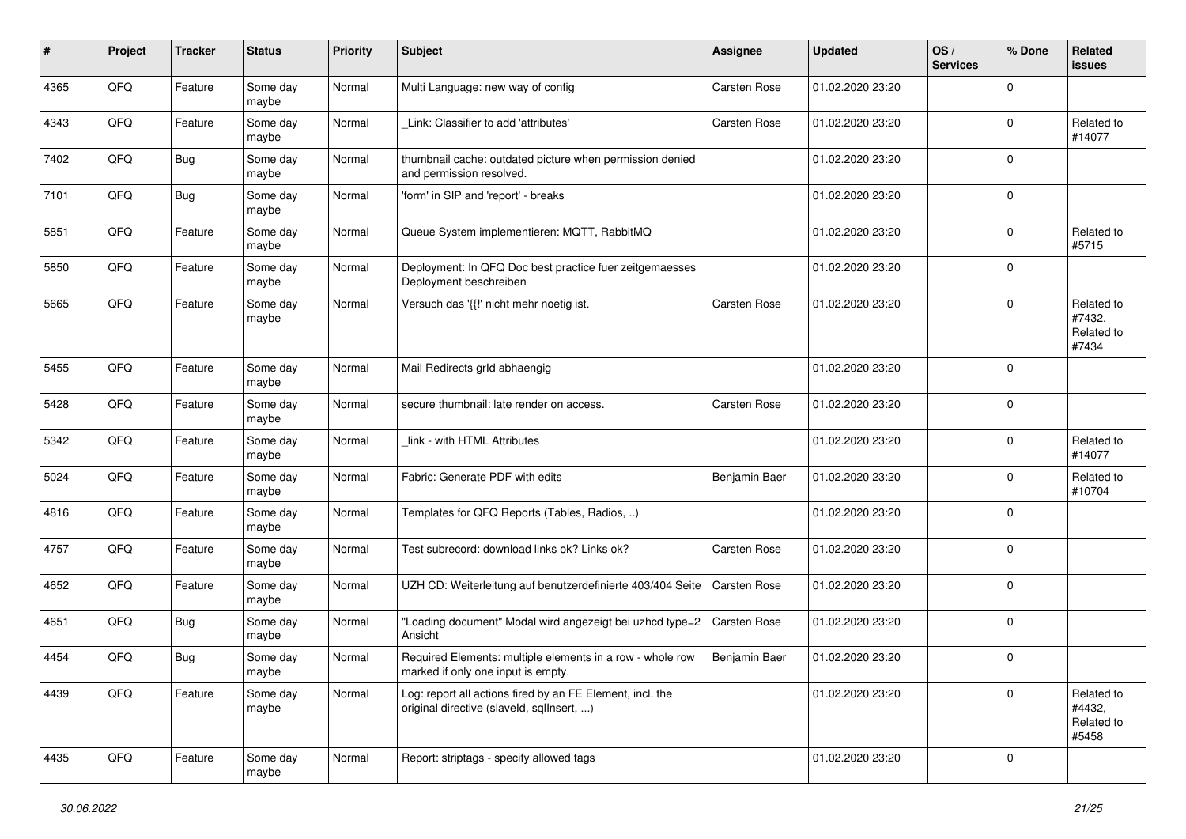| # | Project | Tracker | Status | Priority | Subject | Assignee | Updated | OS / Services | % Done | Related issues |
|---|---|---|---|---|---|---|---|---|---|---|
| 4365 | QFQ | Feature | Some day maybe | Normal | Multi Language: new way of config | Carsten Rose | 01.02.2020 23:20 | | 0 | |
| 4343 | QFQ | Feature | Some day maybe | Normal | _Link: Classifier to add 'attributes' | Carsten Rose | 01.02.2020 23:20 | | 0 | Related to #14077 |
| 7402 | QFQ | Bug | Some day maybe | Normal | thumbnail cache: outdated picture when permission denied and permission resolved. | | 01.02.2020 23:20 | | 0 | |
| 7101 | QFQ | Bug | Some day maybe | Normal | 'form' in SIP and 'report' - breaks | | 01.02.2020 23:20 | | 0 | |
| 5851 | QFQ | Feature | Some day maybe | Normal | Queue System implementieren: MQTT, RabbitMQ | | 01.02.2020 23:20 | | 0 | Related to #5715 |
| 5850 | QFQ | Feature | Some day maybe | Normal | Deployment: In QFQ Doc best practice fuer zeitgemaesses Deployment beschreiben | | 01.02.2020 23:20 | | 0 | |
| 5665 | QFQ | Feature | Some day maybe | Normal | Versuch das '{{!' nicht mehr noetig ist. | Carsten Rose | 01.02.2020 23:20 | | 0 | Related to #7432, Related to #7434 |
| 5455 | QFQ | Feature | Some day maybe | Normal | Mail Redirects grId abhaengig | | 01.02.2020 23:20 | | 0 | |
| 5428 | QFQ | Feature | Some day maybe | Normal | secure thumbnail: late render on access. | Carsten Rose | 01.02.2020 23:20 | | 0 | |
| 5342 | QFQ | Feature | Some day maybe | Normal | _link - with HTML Attributes | | 01.02.2020 23:20 | | 0 | Related to #14077 |
| 5024 | QFQ | Feature | Some day maybe | Normal | Fabric: Generate PDF with edits | Benjamin Baer | 01.02.2020 23:20 | | 0 | Related to #10704 |
| 4816 | QFQ | Feature | Some day maybe | Normal | Templates for QFQ Reports (Tables, Radios, ..) | | 01.02.2020 23:20 | | 0 | |
| 4757 | QFQ | Feature | Some day maybe | Normal | Test subrecord: download links ok? Links ok? | Carsten Rose | 01.02.2020 23:20 | | 0 | |
| 4652 | QFQ | Feature | Some day maybe | Normal | UZH CD: Weiterleitung auf benutzerdefinierte 403/404 Seite | Carsten Rose | 01.02.2020 23:20 | | 0 | |
| 4651 | QFQ | Bug | Some day maybe | Normal | "Loading document" Modal wird angezeigt bei uzhcd type=2 Ansicht | Carsten Rose | 01.02.2020 23:20 | | 0 | |
| 4454 | QFQ | Bug | Some day maybe | Normal | Required Elements: multiple elements in a row - whole row marked if only one input is empty. | Benjamin Baer | 01.02.2020 23:20 | | 0 | |
| 4439 | QFQ | Feature | Some day maybe | Normal | Log: report all actions fired by an FE Element, incl. the original directive (slaveId, sqlInsert, ...) | | 01.02.2020 23:20 | | 0 | Related to #4432, Related to #5458 |
| 4435 | QFQ | Feature | Some day maybe | Normal | Report: striptags - specify allowed tags | | 01.02.2020 23:20 | | 0 | |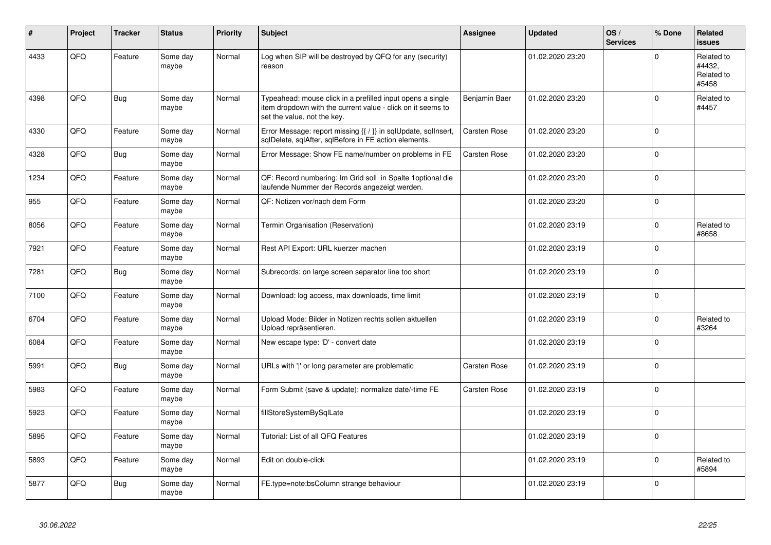| # | Project | Tracker | Status | Priority | Subject | Assignee | Updated | OS / Services | % Done | Related issues |
|---|---|---|---|---|---|---|---|---|---|---|
| 4433 | QFQ | Feature | Some day maybe | Normal | Log when SIP will be destroyed by QFQ for any (security) reason | | 01.02.2020 23:20 | | 0 | Related to #4432, Related to #5458 |
| 4398 | QFQ | Bug | Some day maybe | Normal | Typeahead: mouse click in a prefilled input opens a single item dropdown with the current value - click on it seems to set the value, not the key. | Benjamin Baer | 01.02.2020 23:20 | | 0 | Related to #4457 |
| 4330 | QFQ | Feature | Some day maybe | Normal | Error Message: report missing {{ / }} in sqlUpdate, sqlInsert, sqlDelete, sqlAfter, sqlBefore in FE action elements. | Carsten Rose | 01.02.2020 23:20 | | 0 | |
| 4328 | QFQ | Bug | Some day maybe | Normal | Error Message: Show FE name/number on problems in FE | Carsten Rose | 01.02.2020 23:20 | | 0 | |
| 1234 | QFQ | Feature | Some day maybe | Normal | QF: Record numbering: Im Grid soll in Spalte 1optional die laufende Nummer der Records angezeigt werden. | | 01.02.2020 23:20 | | 0 | |
| 955 | QFQ | Feature | Some day maybe | Normal | QF: Notizen vor/nach dem Form | | 01.02.2020 23:20 | | 0 | |
| 8056 | QFQ | Feature | Some day maybe | Normal | Termin Organisation (Reservation) | | 01.02.2020 23:19 | | 0 | Related to #8658 |
| 7921 | QFQ | Feature | Some day maybe | Normal | Rest API Export: URL kuerzer machen | | 01.02.2020 23:19 | | 0 | |
| 7281 | QFQ | Bug | Some day maybe | Normal | Subrecords: on large screen separator line too short | | 01.02.2020 23:19 | | 0 | |
| 7100 | QFQ | Feature | Some day maybe | Normal | Download: log access, max downloads, time limit | | 01.02.2020 23:19 | | 0 | |
| 6704 | QFQ | Feature | Some day maybe | Normal | Upload Mode: Bilder in Notizen rechts sollen aktuellen Upload repräsentieren. | | 01.02.2020 23:19 | | 0 | Related to #3264 |
| 6084 | QFQ | Feature | Some day maybe | Normal | New escape type: 'D' - convert date | | 01.02.2020 23:19 | | 0 | |
| 5991 | QFQ | Bug | Some day maybe | Normal | URLs with '\|' or long parameter are problematic | Carsten Rose | 01.02.2020 23:19 | | 0 | |
| 5983 | QFQ | Feature | Some day maybe | Normal | Form Submit (save & update): normalize date/-time FE | Carsten Rose | 01.02.2020 23:19 | | 0 | |
| 5923 | QFQ | Feature | Some day maybe | Normal | fillStoreSystemBySqlLate | | 01.02.2020 23:19 | | 0 | |
| 5895 | QFQ | Feature | Some day maybe | Normal | Tutorial: List of all QFQ Features | | 01.02.2020 23:19 | | 0 | |
| 5893 | QFQ | Feature | Some day maybe | Normal | Edit on double-click | | 01.02.2020 23:19 | | 0 | Related to #5894 |
| 5877 | QFQ | Bug | Some day maybe | Normal | FE.type=note:bsColumn strange behaviour | | 01.02.2020 23:19 | | 0 | |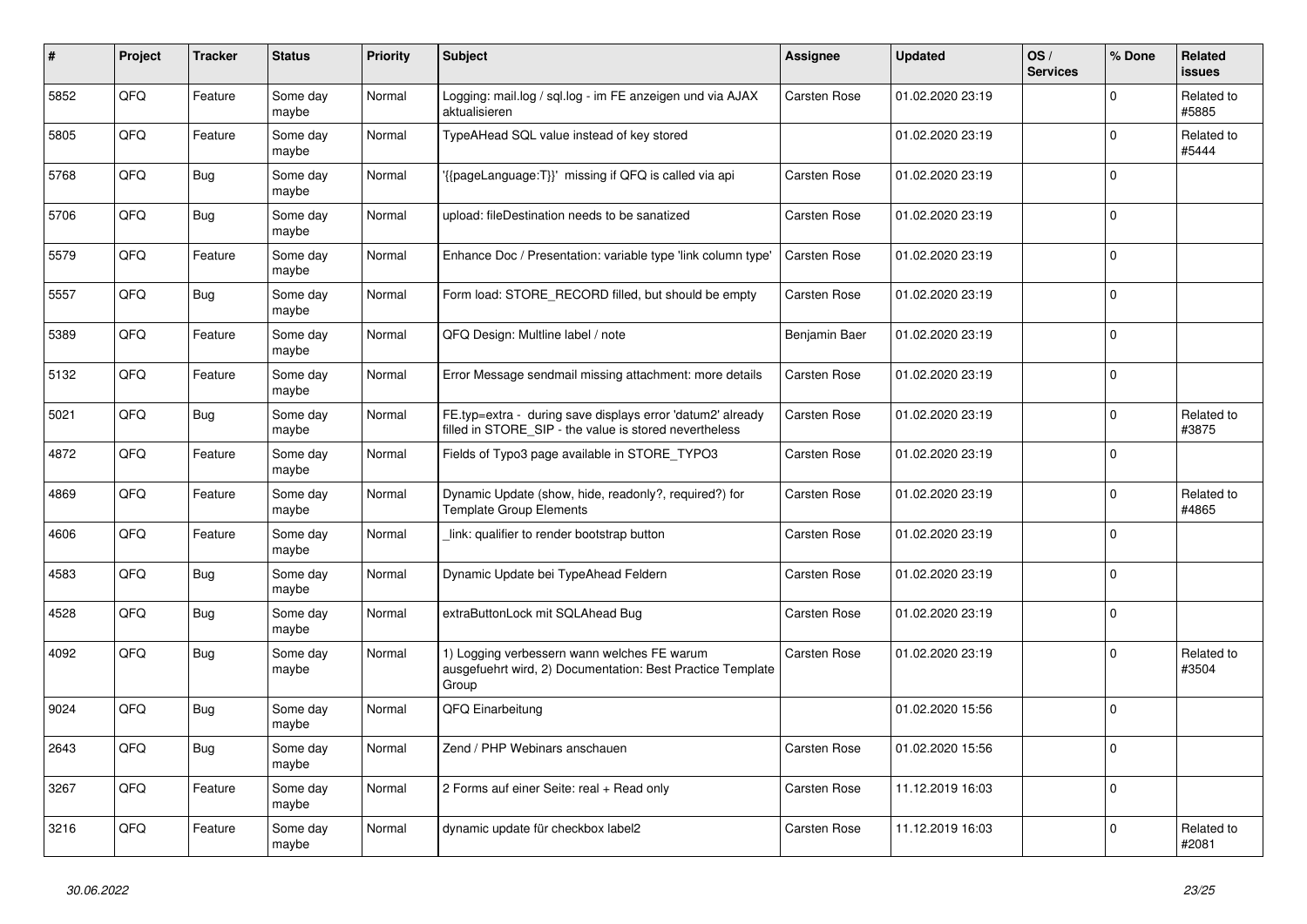| # | Project | Tracker | Status | Priority | Subject | Assignee | Updated | OS / Services | % Done | Related issues |
|---|---|---|---|---|---|---|---|---|---|---|
| 5852 | QFQ | Feature | Some day maybe | Normal | Logging: mail.log / sql.log - im FE anzeigen und via AJAX aktualisieren | Carsten Rose | 01.02.2020 23:19 | | 0 | Related to #5885 |
| 5805 | QFQ | Feature | Some day maybe | Normal | TypeAHead SQL value instead of key stored | | 01.02.2020 23:19 | | 0 | Related to #5444 |
| 5768 | QFQ | Bug | Some day maybe | Normal | '{{pageLanguage:T}}' missing if QFQ is called via api | Carsten Rose | 01.02.2020 23:19 | | 0 | |
| 5706 | QFQ | Bug | Some day maybe | Normal | upload: fileDestination needs to be sanatized | Carsten Rose | 01.02.2020 23:19 | | 0 | |
| 5579 | QFQ | Feature | Some day maybe | Normal | Enhance Doc / Presentation: variable type 'link column type' | Carsten Rose | 01.02.2020 23:19 | | 0 | |
| 5557 | QFQ | Bug | Some day maybe | Normal | Form load: STORE_RECORD filled, but should be empty | Carsten Rose | 01.02.2020 23:19 | | 0 | |
| 5389 | QFQ | Feature | Some day maybe | Normal | QFQ Design: Multline label / note | Benjamin Baer | 01.02.2020 23:19 | | 0 | |
| 5132 | QFQ | Feature | Some day maybe | Normal | Error Message sendmail missing attachment: more details | Carsten Rose | 01.02.2020 23:19 | | 0 | |
| 5021 | QFQ | Bug | Some day maybe | Normal | FE.typ=extra - during save displays error 'datum2' already filled in STORE_SIP - the value is stored nevertheless | Carsten Rose | 01.02.2020 23:19 | | 0 | Related to #3875 |
| 4872 | QFQ | Feature | Some day maybe | Normal | Fields of Typo3 page available in STORE_TYPO3 | Carsten Rose | 01.02.2020 23:19 | | 0 | |
| 4869 | QFQ | Feature | Some day maybe | Normal | Dynamic Update (show, hide, readonly?, required?) for Template Group Elements | Carsten Rose | 01.02.2020 23:19 | | 0 | Related to #4865 |
| 4606 | QFQ | Feature | Some day maybe | Normal | _link: qualifier to render bootstrap button | Carsten Rose | 01.02.2020 23:19 | | 0 | |
| 4583 | QFQ | Bug | Some day maybe | Normal | Dynamic Update bei TypeAhead Feldern | Carsten Rose | 01.02.2020 23:19 | | 0 | |
| 4528 | QFQ | Bug | Some day maybe | Normal | extraButtonLock mit SQLAhead Bug | Carsten Rose | 01.02.2020 23:19 | | 0 | |
| 4092 | QFQ | Bug | Some day maybe | Normal | 1) Logging verbessern wann welches FE warum ausgefuehrt wird, 2) Documentation: Best Practice Template Group | Carsten Rose | 01.02.2020 23:19 | | 0 | Related to #3504 |
| 9024 | QFQ | Bug | Some day maybe | Normal | QFQ Einarbeitung | | 01.02.2020 15:56 | | 0 | |
| 2643 | QFQ | Bug | Some day maybe | Normal | Zend / PHP Webinars anschauen | Carsten Rose | 01.02.2020 15:56 | | 0 | |
| 3267 | QFQ | Feature | Some day maybe | Normal | 2 Forms auf einer Seite: real + Read only | Carsten Rose | 11.12.2019 16:03 | | 0 | |
| 3216 | QFQ | Feature | Some day maybe | Normal | dynamic update für checkbox label2 | Carsten Rose | 11.12.2019 16:03 | | 0 | Related to #2081 |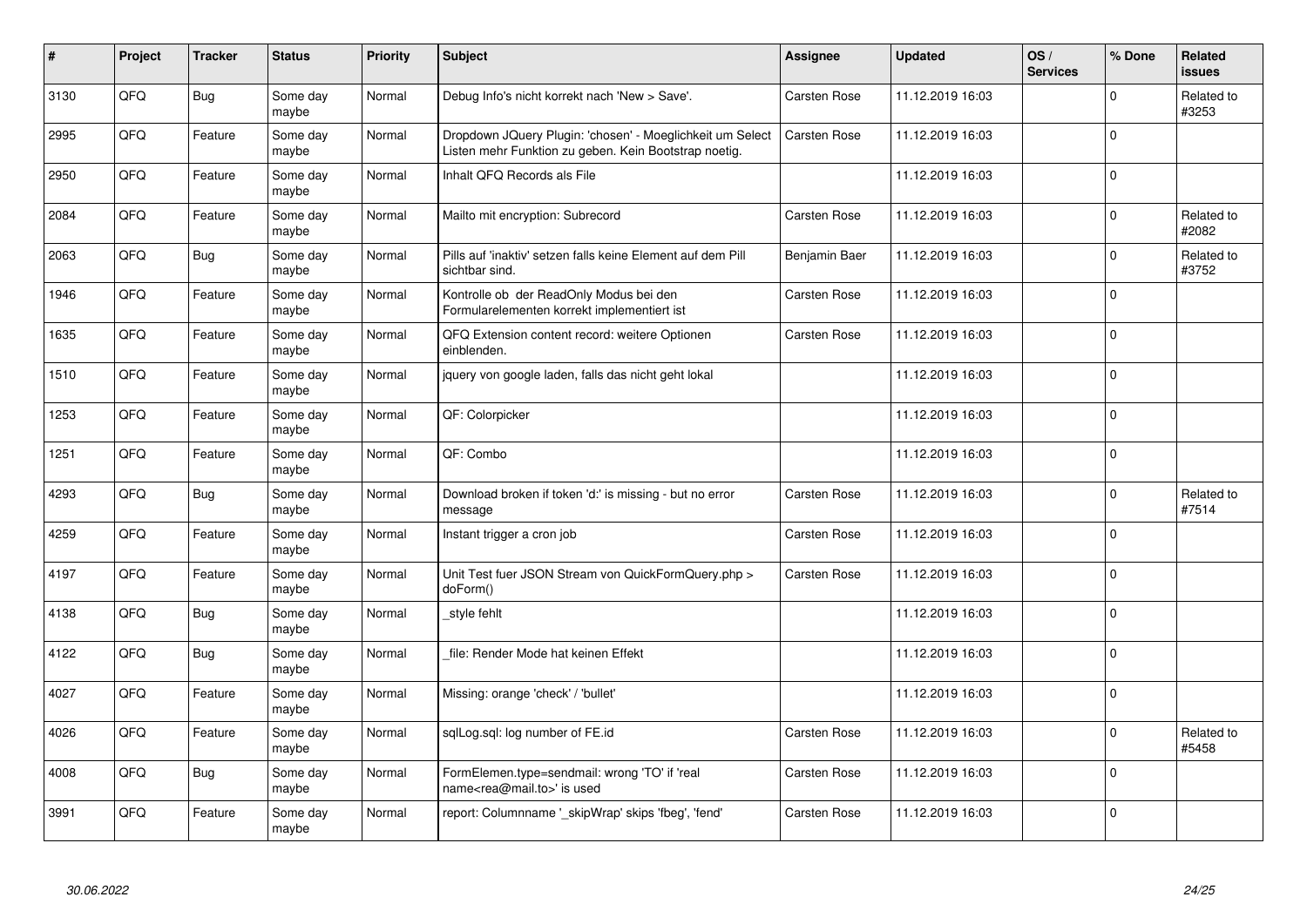| # | Project | Tracker | Status | Priority | Subject | Assignee | Updated | OS / Services | % Done | Related issues |
|---|---|---|---|---|---|---|---|---|---|---|
| 3130 | QFQ | Bug | Some day maybe | Normal | Debug Info's nicht korrekt nach 'New > Save'. | Carsten Rose | 11.12.2019 16:03 | | 0 | Related to #3253 |
| 2995 | QFQ | Feature | Some day maybe | Normal | Dropdown JQuery Plugin: 'chosen' - Moeglichkeit um Select Listen mehr Funktion zu geben. Kein Bootstrap noetig. | Carsten Rose | 11.12.2019 16:03 | | 0 | |
| 2950 | QFQ | Feature | Some day maybe | Normal | Inhalt QFQ Records als File | | 11.12.2019 16:03 | | 0 | |
| 2084 | QFQ | Feature | Some day maybe | Normal | Mailto mit encryption: Subrecord | Carsten Rose | 11.12.2019 16:03 | | 0 | Related to #2082 |
| 2063 | QFQ | Bug | Some day maybe | Normal | Pills auf 'inaktiv' setzen falls keine Element auf dem Pill sichtbar sind. | Benjamin Baer | 11.12.2019 16:03 | | 0 | Related to #3752 |
| 1946 | QFQ | Feature | Some day maybe | Normal | Kontrolle ob der ReadOnly Modus bei den Formularelementen korrekt implementiert ist | Carsten Rose | 11.12.2019 16:03 | | 0 | |
| 1635 | QFQ | Feature | Some day maybe | Normal | QFQ Extension content record: weitere Optionen einblenden. | Carsten Rose | 11.12.2019 16:03 | | 0 | |
| 1510 | QFQ | Feature | Some day maybe | Normal | jquery von google laden, falls das nicht geht lokal | | 11.12.2019 16:03 | | 0 | |
| 1253 | QFQ | Feature | Some day maybe | Normal | QF: Colorpicker | | 11.12.2019 16:03 | | 0 | |
| 1251 | QFQ | Feature | Some day maybe | Normal | QF: Combo | | 11.12.2019 16:03 | | 0 | |
| 4293 | QFQ | Bug | Some day maybe | Normal | Download broken if token 'd:' is missing - but no error message | Carsten Rose | 11.12.2019 16:03 | | 0 | Related to #7514 |
| 4259 | QFQ | Feature | Some day maybe | Normal | Instant trigger a cron job | Carsten Rose | 11.12.2019 16:03 | | 0 | |
| 4197 | QFQ | Feature | Some day maybe | Normal | Unit Test fuer JSON Stream von QuickFormQuery.php > doForm() | Carsten Rose | 11.12.2019 16:03 | | 0 | |
| 4138 | QFQ | Bug | Some day maybe | Normal | _style fehlt | | 11.12.2019 16:03 | | 0 | |
| 4122 | QFQ | Bug | Some day maybe | Normal | _file: Render Mode hat keinen Effekt | | 11.12.2019 16:03 | | 0 | |
| 4027 | QFQ | Feature | Some day maybe | Normal | Missing: orange 'check' / 'bullet' | | 11.12.2019 16:03 | | 0 | |
| 4026 | QFQ | Feature | Some day maybe | Normal | sqlLog.sql: log number of FE.id | Carsten Rose | 11.12.2019 16:03 | | 0 | Related to #5458 |
| 4008 | QFQ | Bug | Some day maybe | Normal | FormElemen.type=sendmail: wrong 'TO' if 'real name<rea@mail.to>' is used | Carsten Rose | 11.12.2019 16:03 | | 0 | |
| 3991 | QFQ | Feature | Some day maybe | Normal | report: Columnname '_skipWrap' skips 'fbeg', 'fend' | Carsten Rose | 11.12.2019 16:03 | | 0 | |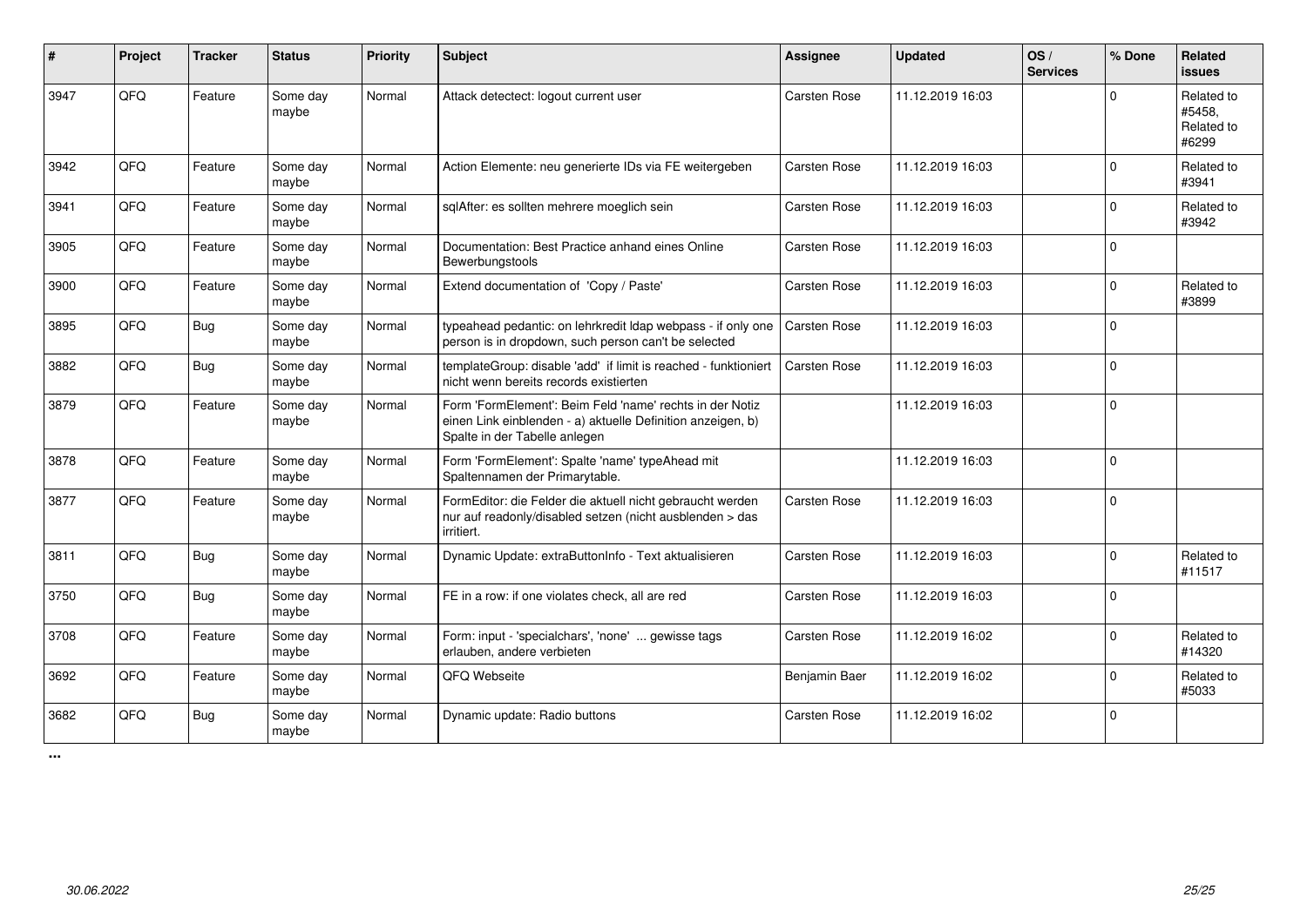| # | Project | Tracker | Status | Priority | Subject | Assignee | Updated | OS / Services | % Done | Related issues |
|---|---|---|---|---|---|---|---|---|---|---|
| 3947 | QFQ | Feature | Some day maybe | Normal | Attack detectect: logout current user | Carsten Rose | 11.12.2019 16:03 | | 0 | Related to #5458, Related to #6299 |
| 3942 | QFQ | Feature | Some day maybe | Normal | Action Elemente: neu generierte IDs via FE weitergeben | Carsten Rose | 11.12.2019 16:03 | | 0 | Related to #3941 |
| 3941 | QFQ | Feature | Some day maybe | Normal | sqlAfter: es sollten mehrere moeglich sein | Carsten Rose | 11.12.2019 16:03 | | 0 | Related to #3942 |
| 3905 | QFQ | Feature | Some day maybe | Normal | Documentation: Best Practice anhand eines Online Bewerbungstools | Carsten Rose | 11.12.2019 16:03 | | 0 | |
| 3900 | QFQ | Feature | Some day maybe | Normal | Extend documentation of 'Copy / Paste' | Carsten Rose | 11.12.2019 16:03 | | 0 | Related to #3899 |
| 3895 | QFQ | Bug | Some day maybe | Normal | typeahead pedantic: on lehrkredit ldap webpass - if only one person is in dropdown, such person can't be selected | Carsten Rose | 11.12.2019 16:03 | | 0 | |
| 3882 | QFQ | Bug | Some day maybe | Normal | templateGroup: disable 'add' if limit is reached - funktioniert nicht wenn bereits records existierten | Carsten Rose | 11.12.2019 16:03 | | 0 | |
| 3879 | QFQ | Feature | Some day maybe | Normal | Form 'FormElement': Beim Feld 'name' rechts in der Notiz einen Link einblenden - a) aktuelle Definition anzeigen, b) Spalte in der Tabelle anlegen | | 11.12.2019 16:03 | | 0 | |
| 3878 | QFQ | Feature | Some day maybe | Normal | Form 'FormElement': Spalte 'name' typeAhead mit Spaltennamen der Primarytable. | | 11.12.2019 16:03 | | 0 | |
| 3877 | QFQ | Feature | Some day maybe | Normal | FormEditor: die Felder die aktuell nicht gebraucht werden nur auf readonly/disabled setzen (nicht ausblenden > das irritiert. | Carsten Rose | 11.12.2019 16:03 | | 0 | |
| 3811 | QFQ | Bug | Some day maybe | Normal | Dynamic Update: extraButtonInfo - Text aktualisieren | Carsten Rose | 11.12.2019 16:03 | | 0 | Related to #11517 |
| 3750 | QFQ | Bug | Some day maybe | Normal | FE in a row: if one violates check, all are red | Carsten Rose | 11.12.2019 16:03 | | 0 | |
| 3708 | QFQ | Feature | Some day maybe | Normal | Form: input - 'specialchars', 'none' ... gewisse tags erlauben, andere verbieten | Carsten Rose | 11.12.2019 16:02 | | 0 | Related to #14320 |
| 3692 | QFQ | Feature | Some day maybe | Normal | QFQ Webseite | Benjamin Baer | 11.12.2019 16:02 | | 0 | Related to #5033 |
| 3682 | QFQ | Bug | Some day maybe | Normal | Dynamic update: Radio buttons | Carsten Rose | 11.12.2019 16:02 | | 0 | |

...